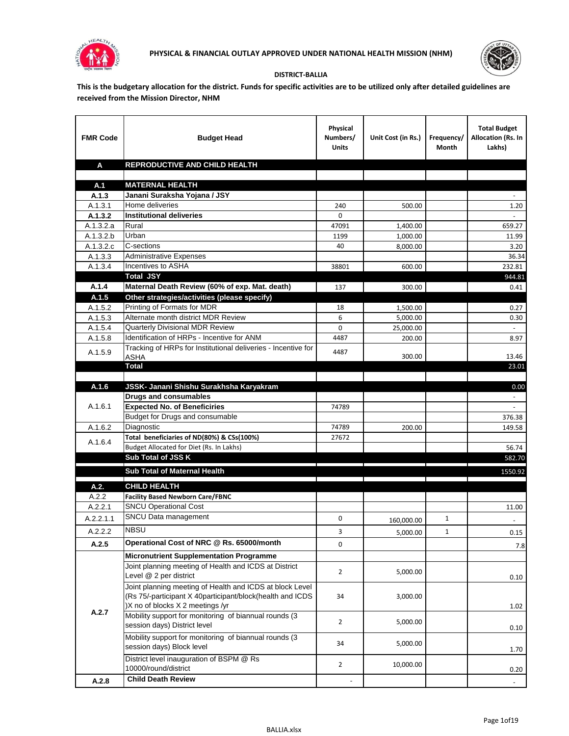# PHYSICAL & FINANCIAL OUTLAY APPROVED UNDER NATIONAL HEALTH MISSION (NHM)

**DISTRICT-BALLIA**

**This is the budgetary allocation for the district. Funds for specific activities are to be utilized only after detailed guidelines are received from the Mission Director, NHM**

| FMR Code | Budget Head | Physical Numbers/ Units | Unit Cost (in Rs.) | Frequency/ Month | Total Budget Allocation (Rs. In Lakhs) |
|---|---|---|---|---|---|
| **A** | **REPRODUCTIVE AND CHILD HEALTH** | | | | |
| | | | | | |
| **A.1** | **MATERNAL HEALTH** | | | | |
| **A.1.3** | **Janani Suraksha Yojana / JSY** | | | | - |
| A.1.3.1 | Home deliveries | 240 | 500.00 | | 1.20 |
| **A.1.3.2** | **Institutional deliveries** | 0 | | | - |
| A.1.3.2.a | Rural | 47091 | 1,400.00 | | 659.27 |
| A.1.3.2.b | Urban | 1199 | 1,000.00 | | 11.99 |
| A.1.3.2.c | C-sections | 40 | 8,000.00 | | 3.20 |
| A.1.3.3 | Administrative Expenses | | | | 36.34 |
| A.1.3.4 | Incentives to ASHA | 38801 | 600.00 | | 232.81 |
| | **Total JSY** | | | | 944.81 |
| **A.1.4** | **Maternal Death Review (60% of exp. Mat. death)** | 137 | 300.00 | | 0.41 |
| **A.1.5** | **Other strategies/activities (please specify)** | | | | |
| A.1.5.2 | Printing of Formats for MDR | 18 | 1,500.00 | | 0.27 |
| A.1.5.3 | Alternate month district MDR Review | 6 | 5,000.00 | | 0.30 |
| A.1.5.4 | Quarterly Divisional MDR Review | 0 | 25,000.00 | | - |
| A.1.5.8 | Identification of HRPs - Incentive for ANM | 4487 | 200.00 | | 8.97 |
| A.1.5.9 | Tracking of HRPs for Institutional deliveries - Incentive for ASHA | 4487 | 300.00 | | 13.46 |
| | **Total** | | | | 23.01 |
| | | | | | |
| **A.1.6** | **JSSK- Janani Shishu Surakhsha Karyakram** | | | | 0.00 |
| A.1.6.1 | **Drugs and consumables** | | | | - |
| | **Expected No. of Beneficiries** | 74789 | | | - |
| | Budget for Drugs and consumable | | | | 376.38 |
| A.1.6.2 | Diagnostic | 74789 | 200.00 | | 149.58 |
| A.1.6.4 | **Total beneficiaries of ND(80%) & CSs(100%)** | 27672 | | | |
| | Budget Allocated for Diet (Rs. In Lakhs) | | | | 56.74 |
| | **Sub Total of JSS K** | | | | 582.70 |
| | **Sub Total of Maternal Health** | | | | 1550.92 |
| **A.2.** | **CHILD HEALTH** | | | | |
| A.2.2 | **Facility Based Newborn Care/FBNC** | | | | |
| A.2.2.1 | SNCU Operational Cost | | | | 11.00 |
| A.2.2.1.1 | SNCU Data management | 0 | 160,000.00 | 1 | - |
| A.2.2.2 | NBSU | 3 | 5,000.00 | 1 | 0.15 |
| **A.2.5** | **Operational Cost of NRC @ Rs. 65000/month** | 0 | | | 7.8 |
| A.2.7 | **Micronutrient Supplementation Programme** | | | | |
| | Joint planning meeting of Health and ICDS at District Level @ 2 per district | 2 | 5,000.00 | | 0.10 |
| | Joint planning meeting of Health and ICDS at block Level (Rs 75/-participant X 40participant/block(health and ICDS )X no of blocks X 2 meetings /yr | 34 | 3,000.00 | | 1.02 |
| | Mobility support for monitoring of biannual rounds (3 session days) District level | 2 | 5,000.00 | | 0.10 |
| | Mobility support for monitoring of biannual rounds (3 session days) Block level | 34 | 5,000.00 | | 1.70 |
| | District level inauguration of BSPM @ Rs 10000/round/district | 2 | 10,000.00 | | 0.20 |
| **A.2.8** | **Child Death Review** | - | | | - |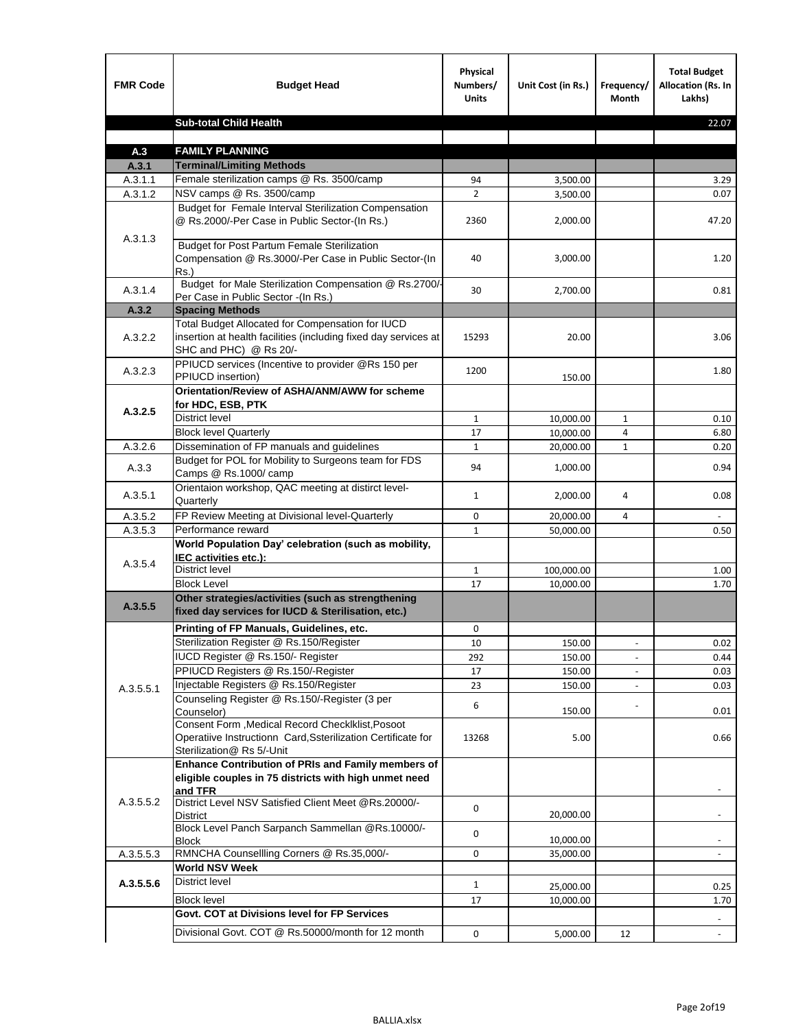| FMR Code | Budget Head | Physical Numbers/ Units | Unit Cost (in Rs.) | Frequency/ Month | Total Budget Allocation (Rs. In Lakhs) |
|---|---|---|---|---|---|
| | **Sub-total Child Health** | | | | 22.07 |
| | | | | | |
| **A.3** | **FAMILY PLANNING** | | | | |
| **A.3.1** | **Terminal/Limiting Methods** | | | | |
| A.3.1.1 | Female sterilization camps @ Rs. 3500/camp | 94 | 3,500.00 | | 3.29 |
| A.3.1.2 | NSV camps @ Rs. 3500/camp | 2 | 3,500.00 | | 0.07 |
| A.3.1.3 | Budget for Female Interval Sterilization Compensation @ Rs.2000/-Per Case in Public Sector-(In Rs.) | 2360 | 2,000.00 | | 47.20 |
| | Budget for Post Partum Female Sterilization Compensation @ Rs.3000/-Per Case in Public Sector-(In Rs.) | 40 | 3,000.00 | | 1.20 |
| A.3.1.4 | Budget for Male Sterilization Compensation @ Rs.2700/- Per Case in Public Sector -(In Rs.) | 30 | 2,700.00 | | 0.81 |
| **A.3.2** | **Spacing Methods** | | | | |
| A.3.2.2 | Total Budget Allocated for Compensation for IUCD insertion at health facilities (including fixed day services at SHC and PHC) @ Rs 20/- | 15293 | 20.00 | | 3.06 |
| A.3.2.3 | PPIUCD services (Incentive to provider @Rs 150 per PPIUCD insertion) | 1200 | 150.00 | | 1.80 |
| **A.3.2.5** | **Orientation/Review of ASHA/ANM/AWW for scheme for HDC, ESB, PTK** | | | | |
| | District level | 1 | 10,000.00 | 1 | 0.10 |
| | Block level Quarterly | 17 | 10,000.00 | 4 | 6.80 |
| A.3.2.6 | Dissemination of FP manuals and guidelines | 1 | 20,000.00 | 1 | 0.20 |
| A.3.3 | Budget for POL for Mobility to Surgeons team for FDS Camps @ Rs.1000/ camp | 94 | 1,000.00 | | 0.94 |
| A.3.5.1 | Orientaion workshop, QAC meeting at distirct level-Quarterly | 1 | 2,000.00 | 4 | 0.08 |
| A.3.5.2 | FP Review Meeting at Divisional level-Quarterly | 0 | 20,000.00 | 4 | - |
| A.3.5.3 | Performance reward | 1 | 50,000.00 | | 0.50 |
| A.3.5.4 | **World Population Day' celebration (such as mobility, IEC activities etc.):** | | | | |
| | District level | 1 | 100,000.00 | | 1.00 |
| | Block Level | 17 | 10,000.00 | | 1.70 |
| **A.3.5.5** | **Other strategies/activities (such as strengthening fixed day services for IUCD & Sterilisation, etc.)** | | | | |
| A.3.5.5.1 | **Printing of FP Manuals, Guidelines, etc.** | 0 | | | |
| | Sterilization Register @ Rs.150/Register | 10 | 150.00 | - | 0.02 |
| | IUCD Register @ Rs.150/- Register | 292 | 150.00 | - | 0.44 |
| | PPIUCD Registers @ Rs.150/-Register | 17 | 150.00 | - | 0.03 |
| | Injectable Registers @ Rs.150/Register | 23 | 150.00 | - | 0.03 |
| | Counseling Register @ Rs.150/-Register (3 per Counselor) | 6 | 150.00 | - | 0.01 |
| | Consent Form ,Medical Record Checklklist,Posoot Operatiive Instructionn Card,Ssterilization Certificate for Sterilization@ Rs 5/-Unit | 13268 | 5.00 | | 0.66 |
| A.3.5.5.2 | **Enhance Contribution of PRIs and Family members of eligible couples in 75 districts with high unmet need and TFR** | | | | - |
| | District Level NSV Satisfied Client Meet @Rs.20000/- District | 0 | 20,000.00 | | - |
| | Block Level Panch Sarpanch Sammellan @Rs.10000/- Block | 0 | 10,000.00 | | - |
| A.3.5.5.3 | RMNCHA Counsellling Corners @ Rs.35,000/- | 0 | 35,000.00 | | - |
| **A.3.5.5.6** | **World NSV Week** | | | | |
| | District level | 1 | 25,000.00 | | 0.25 |
| | Block level | 17 | 10,000.00 | | 1.70 |
| | **Govt. COT at Divisions level for FP Services** | | | | - |
| | Divisional Govt. COT @ Rs.50000/month for 12 month | 0 | 5,000.00 | 12 | - |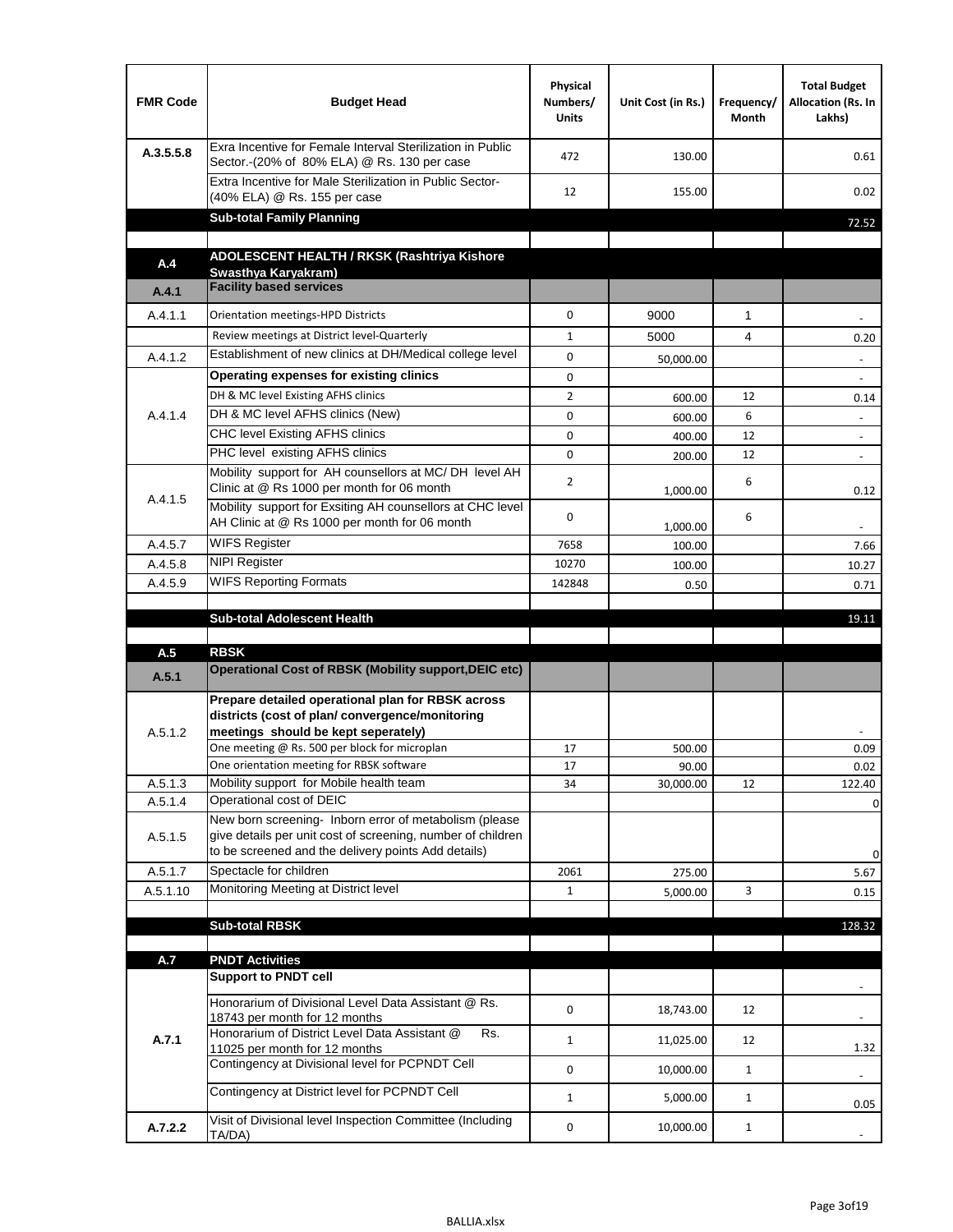| FMR Code | Budget Head | Physical Numbers/ Units | Unit Cost (in Rs.) | Frequency/ Month | Total Budget Allocation (Rs. In Lakhs) |
|---|---|---|---|---|---|
| A.3.5.5.8 | Exra Incentive for Female Interval Sterilization in Public Sector.-(20% of 80% ELA) @ Rs. 130 per case | 472 | 130.00 | | 0.61 |
| | Extra Incentive for Male Sterilization in Public Sector-(40% ELA) @ Rs. 155 per case | 12 | 155.00 | | 0.02 |
| | **Sub-total Family Planning** | | | | 72.52 |
| | | | | | |
| **A.4** | **ADOLESCENT HEALTH / RKSK (Rashtriya Kishore Swasthya Karyakram)** | | | | |
| **A.4.1** | **Facility based services** | | | | |
| A.4.1.1 | Orientation meetings-HPD Districts | 0 | 9000 | 1 | - |
| | Review meetings at District level-Quarterly | 1 | 5000 | 4 | 0.20 |
| A.4.1.2 | Establishment of new clinics at DH/Medical college level | 0 | 50,000.00 | | - |
| A.4.1.4 | **Operating expenses for existing clinics** | 0 | | | - |
| | DH & MC level Existing AFHS clinics | 2 | 600.00 | 12 | 0.14 |
| | DH & MC level AFHS clinics (New) | 0 | 600.00 | 6 | - |
| | CHC level Existing AFHS clinics | 0 | 400.00 | 12 | - |
| | PHC level existing AFHS clinics | 0 | 200.00 | 12 | - |
| A.4.1.5 | Mobility support for AH counsellors at MC/ DH level AH Clinic at @ Rs 1000 per month for 06 month | 2 | 1,000.00 | 6 | 0.12 |
| | Mobility support for Exsiting AH counsellors at CHC level AH Clinic at @ Rs 1000 per month for 06 month | 0 | 1,000.00 | 6 | - |
| A.4.5.7 | WIFS Register | 7658 | 100.00 | | 7.66 |
| A.4.5.8 | NIPI Register | 10270 | 100.00 | | 10.27 |
| A.4.5.9 | WIFS Reporting Formats | 142848 | 0.50 | | 0.71 |
| | | | | | |
| | **Sub-total Adolescent Health** | | | | 19.11 |
| | | | | | |
| **A.5** | **RBSK** | | | | |
| **A.5.1** | **Operational Cost of RBSK (Mobility support,DEIC etc)** | | | | |
| A.5.1.2 | **Prepare detailed operational plan for RBSK across districts (cost of plan/ convergence/monitoring meetings should be kept seperately)** | | | | - |
| | One meeting @ Rs. 500 per block for microplan | 17 | 500.00 | | 0.09 |
| | One orientation meeting for RBSK software | 17 | 90.00 | | 0.02 |
| A.5.1.3 | Mobility support for Mobile health team | 34 | 30,000.00 | 12 | 122.40 |
| A.5.1.4 | Operational cost of DEIC | | | | 0 |
| A.5.1.5 | New born screening- Inborn error of metabolism (please give details per unit cost of screening, number of children to be screened and the delivery points Add details) | | | | 0 |
| A.5.1.7 | Spectacle for children | 2061 | 275.00 | | 5.67 |
| A.5.1.10 | Monitoring Meeting at District level | 1 | 5,000.00 | 3 | 0.15 |
| | | | | | |
| | **Sub-total RBSK** | | | | 128.32 |
| | | | | | |
| **A.7** | **PNDT Activities** | | | | |
| **A.7.1** | **Support to PNDT cell** | | | | - |
| | Honorarium of Divisional Level Data Assistant @ Rs. 18743 per month for 12 months | 0 | 18,743.00 | 12 | - |
| | Honorarium of District Level Data Assistant @ Rs. 11025 per month for 12 months | 1 | 11,025.00 | 12 | 1.32 |
| | Contingency at Divisional level for PCPNDT Cell | 0 | 10,000.00 | 1 | - |
| | Contingency at District level for PCPNDT Cell | 1 | 5,000.00 | 1 | 0.05 |
| **A.7.2.2** | Visit of Divisional level Inspection Committee (Including TA/DA) | 0 | 10,000.00 | 1 | - |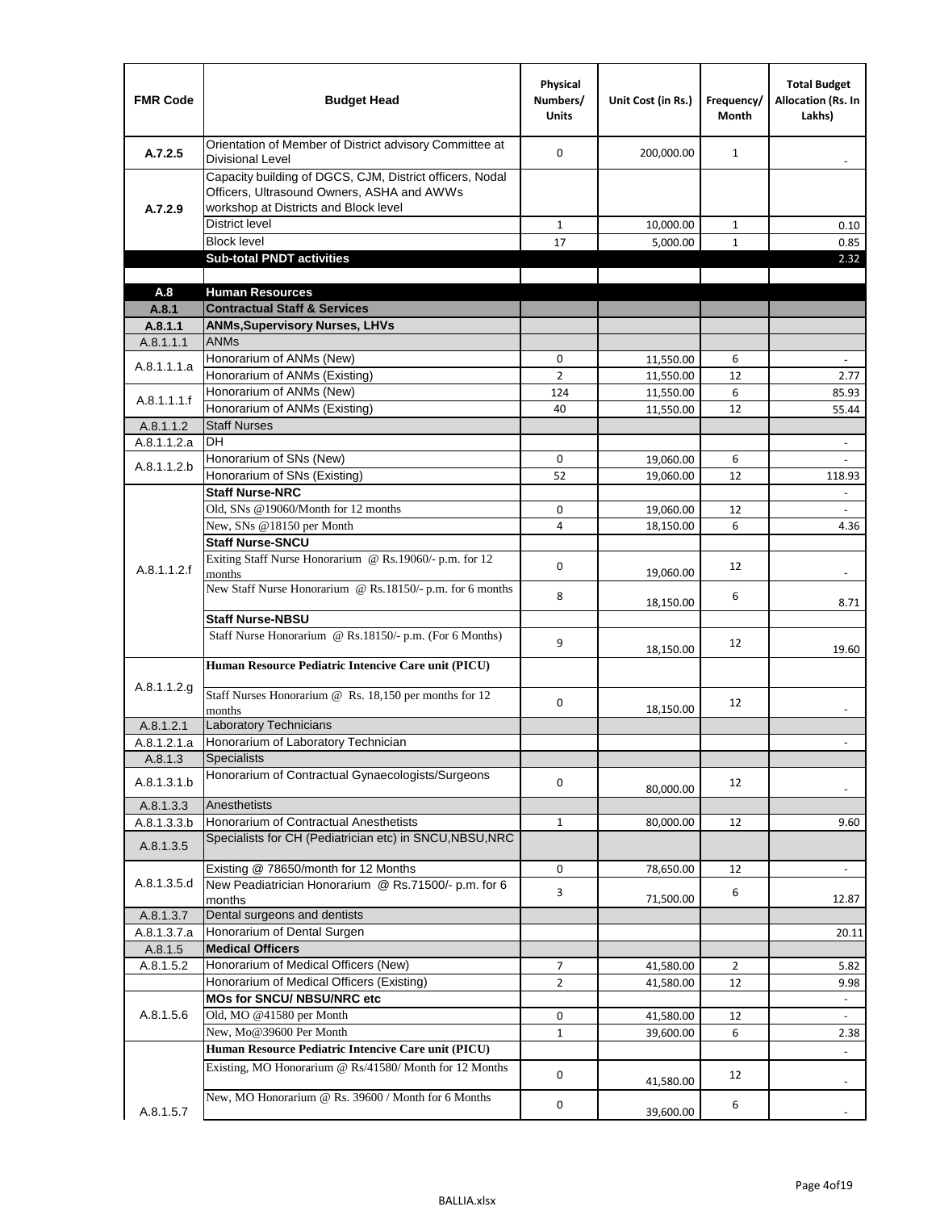| FMR Code | Budget Head | Physical Numbers/ Units | Unit Cost (in Rs.) | Frequency/ Month | Total Budget Allocation (Rs. In Lakhs) |
|---|---|---|---|---|---|
| A.7.2.5 | Orientation of Member of District advisory Committee at Divisional Level | 0 | 200,000.00 | 1 | - |
| A.7.2.9 | Capacity building of DGCS, CJM, District officers, Nodal Officers, Ultrasound Owners, ASHA and AWWs workshop at Districts and Block level | | | | |
| | District level | 1 | 10,000.00 | 1 | 0.10 |
| | Block level | 17 | 5,000.00 | 1 | 0.85 |
| | **Sub-total PNDT activities** | | | | 2.32 |
| | | | | | |
| **A.8** | **Human Resources** | | | | |
| **A.8.1** | **Contractual Staff & Services** | | | | |
| **A.8.1.1** | **ANMs,Supervisory Nurses, LHVs** | | | | |
| A.8.1.1.1 | ANMs | | | | |
| A.8.1.1.1.a | Honorarium of ANMs (New) | 0 | 11,550.00 | 6 | - |
| | Honorarium of ANMs (Existing) | 2 | 11,550.00 | 12 | 2.77 |
| A.8.1.1.1.f | Honorarium of ANMs (New) | 124 | 11,550.00 | 6 | 85.93 |
| | Honorarium of ANMs (Existing) | 40 | 11,550.00 | 12 | 55.44 |
| A.8.1.1.2 | Staff Nurses | | | | |
| A.8.1.1.2.a | DH | | | | - |
| A.8.1.1.2.b | Honorarium of SNs (New) | 0 | 19,060.00 | 6 | - |
| | Honorarium of SNs (Existing) | 52 | 19,060.00 | 12 | 118.93 |
| A.8.1.1.2.f | **Staff Nurse-NRC** | | | | - |
| | Old, SNs @19060/Month for 12 months | 0 | 19,060.00 | 12 | - |
| | New, SNs @18150 per Month | 4 | 18,150.00 | 6 | 4.36 |
| | **Staff Nurse-SNCU** | | | | |
| | Exiting Staff Nurse Honorarium @ Rs.19060/- p.m. for 12 months | 0 | 19,060.00 | 12 | - |
| | New Staff Nurse Honorarium @ Rs.18150/- p.m. for 6 months | 8 | 18,150.00 | 6 | 8.71 |
| | **Staff Nurse-NBSU** | | | | |
| | Staff Nurse Honorarium @ Rs.18150/- p.m. (For 6 Months) | 9 | 18,150.00 | 12 | 19.60 |
| A.8.1.1.2.g | **Human Resource Pediatric Intencive Care unit (PICU)** | | | | |
| | Staff Nurses Honorarium @ Rs. 18,150 per months for 12 months | 0 | 18,150.00 | 12 | - |
| A.8.1.2.1 | Laboratory Technicians | | | | |
| A.8.1.2.1.a | Honorarium of Laboratory Technician | | | | - |
| A.8.1.3 | Specialists | | | | |
| A.8.1.3.1.b | Honorarium of Contractual Gynaecologists/Surgeons | 0 | 80,000.00 | 12 | - |
| A.8.1.3.3 | Anesthetists | | | | |
| A.8.1.3.3.b | Honorarium of Contractual Anesthetists | 1 | 80,000.00 | 12 | 9.60 |
| A.8.1.3.5 | Specialists for CH (Pediatrician etc) in SNCU,NBSU,NRC | | | | |
| A.8.1.3.5.d | Existing @ 78650/month for 12 Months | 0 | 78,650.00 | 12 | - |
| | New Peadiatrician Honorarium @ Rs.71500/- p.m. for 6 months | 3 | 71,500.00 | 6 | 12.87 |
| A.8.1.3.7 | Dental surgeons and dentists | | | | |
| A.8.1.3.7.a | Honorarium of Dental Surgen | | | | 20.11 |
| A.8.1.5 | **Medical Officers** | | | | |
| A.8.1.5.2 | Honorarium of Medical Officers (New) | 7 | 41,580.00 | 2 | 5.82 |
| | Honorarium of Medical Officers (Existing) | 2 | 41,580.00 | 12 | 9.98 |
| A.8.1.5.6 | **MOs for SNCU/ NBSU/NRC etc** | | | | - |
| | Old, MO @41580 per Month | 0 | 41,580.00 | 12 | - |
| | New, Mo@39600 Per Month | 1 | 39,600.00 | 6 | 2.38 |
| A.8.1.5.7 | **Human Resource Pediatric Intencive Care unit (PICU)** | | | | - |
| | Existing, MO Honorarium @ Rs/41580/ Month for 12 Months | 0 | 41,580.00 | 12 | - |
| | New, MO Honorarium @ Rs. 39600 / Month for 6 Months | 0 | 39,600.00 | 6 | - |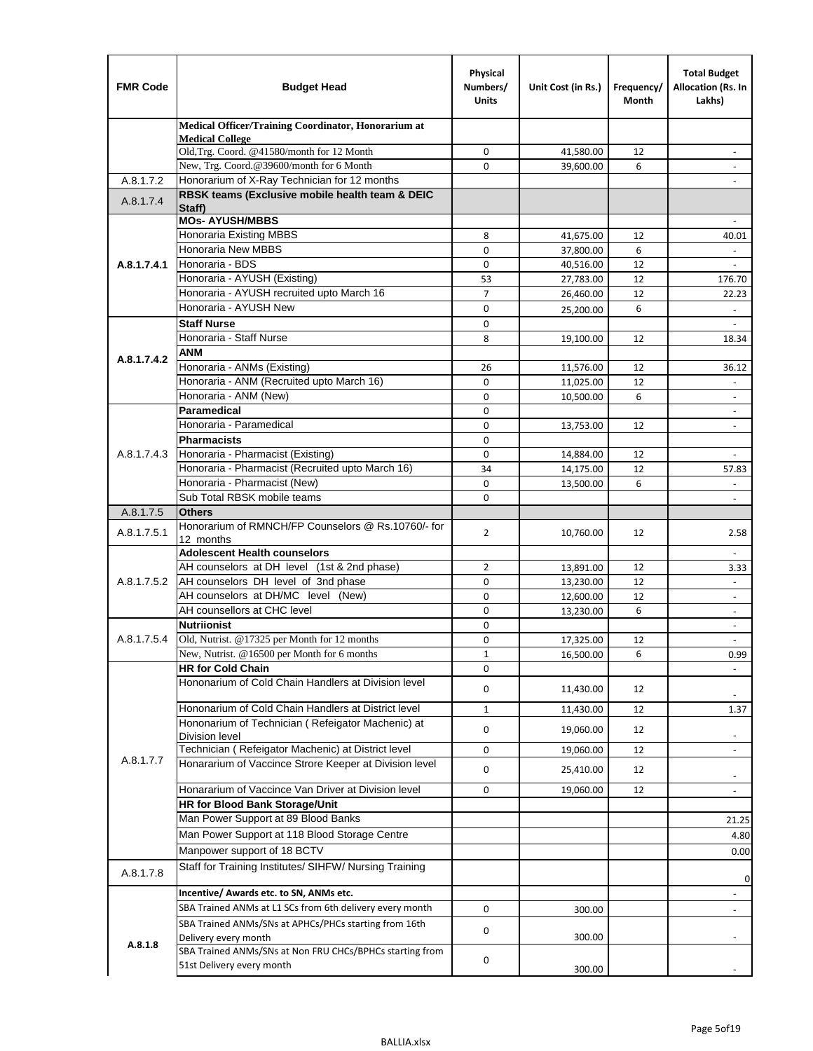| FMR Code | Budget Head | Physical Numbers/ Units | Unit Cost (in Rs.) | Frequency/ Month | Total Budget Allocation (Rs. In Lakhs) |
|---|---|---|---|---|---|
| | **Medical Officer/Training Coordinator, Honorarium at Medical College** | | | | |
| | Old,Trg. Coord. @41580/month for 12 Month | 0 | 41,580.00 | 12 | - |
| | New, Trg. Coord.@39600/month for 6 Month | 0 | 39,600.00 | 6 | - |
| A.8.1.7.2 | Honorarium of X-Ray Technician for 12 months | | | | - |
| A.8.1.7.4 | **RBSK teams (Exclusive mobile health team & DEIC Staff)** | | | | |
| A.8.1.7.4.1 | **MOs- AYUSH/MBBS** | | | | - |
| | Honoraria Existing MBBS | 8 | 41,675.00 | 12 | 40.01 |
| | Honoraria New MBBS | 0 | 37,800.00 | 6 | - |
| | Honoraria - BDS | 0 | 40,516.00 | 12 | - |
| | Honoraria - AYUSH (Existing) | 53 | 27,783.00 | 12 | 176.70 |
| | Honoraria - AYUSH recruited upto March 16 | 7 | 26,460.00 | 12 | 22.23 |
| | Honoraria - AYUSH New | 0 | 25,200.00 | 6 | - |
| A.8.1.7.4.2 | **Staff Nurse** | 0 | | | - |
| | Honoraria - Staff Nurse | 8 | 19,100.00 | 12 | 18.34 |
| | **ANM** | | | | |
| | Honoraria - ANMs (Existing) | 26 | 11,576.00 | 12 | 36.12 |
| | Honoraria - ANM (Recruited upto March 16) | 0 | 11,025.00 | 12 | - |
| | Honoraria - ANM (New) | 0 | 10,500.00 | 6 | - |
| A.8.1.7.4.3 | **Paramedical** | 0 | | | - |
| | Honoraria - Paramedical | 0 | 13,753.00 | 12 | - |
| | **Pharmacists** | 0 | | | |
| | Honoraria - Pharmacist (Existing) | 0 | 14,884.00 | 12 | - |
| | Honoraria - Pharmacist (Recruited upto March 16) | 34 | 14,175.00 | 12 | 57.83 |
| | Honoraria - Pharmacist (New) | 0 | 13,500.00 | 6 | - |
| | Sub Total RBSK mobile teams | 0 | | | - |
| A.8.1.7.5 | **Others** | | | | |
| A.8.1.7.5.1 | Honorarium of RMNCH/FP Counselors @ Rs.10760/- for 12 months | 2 | 10,760.00 | 12 | 2.58 |
| A.8.1.7.5.2 | **Adolescent Health counselors** | | | | - |
| | AH counselors at DH level (1st & 2nd phase) | 2 | 13,891.00 | 12 | 3.33 |
| | AH counselors DH level of 3nd phase | 0 | 13,230.00 | 12 | - |
| | AH counselors at DH/MC level (New) | 0 | 12,600.00 | 12 | - |
| | AH counsellors at CHC level | 0 | 13,230.00 | 6 | - |
| A.8.1.7.5.4 | **Nutriionist** | 0 | | | - |
| | Old, Nutrist. @17325 per Month for 12 months | 0 | 17,325.00 | 12 | - |
| | New, Nutrist. @16500 per Month for 6 months | 1 | 16,500.00 | 6 | 0.99 |
| A.8.1.7.7 | **HR for Cold Chain** | 0 | | | - |
| | Hononarium of Cold Chain Handlers at Division level | 0 | 11,430.00 | 12 | - |
| | Hononarium of Cold Chain Handlers at District level | 1 | 11,430.00 | 12 | 1.37 |
| | Hononarium of Technician ( Refeigator Machenic) at Division level | 0 | 19,060.00 | 12 | - |
| | Technician ( Refeigator Machenic) at District level | 0 | 19,060.00 | 12 | - |
| | Honararium of Vaccince Strore Keeper at Division level | 0 | 25,410.00 | 12 | - |
| | Honararium of Vaccince Van Driver at Division level | 0 | 19,060.00 | 12 | - |
| | **HR for Blood Bank Storage/Unit** | | | | |
| | Man Power Support at 89 Blood Banks | | | | 21.25 |
| | Man Power Support at 118 Blood Storage Centre | | | | 4.80 |
| | Manpower support of 18 BCTV | | | | 0.00 |
| A.8.1.7.8 | Staff for Training Institutes/ SIHFW/ Nursing Training | | | | 0 |
| A.8.1.8 | **Incentive/ Awards etc. to SN, ANMs etc.** | | | | - |
| | SBA Trained ANMs at L1 SCs from 6th delivery every month | 0 | 300.00 | | - |
| | SBA Trained ANMs/SNs at APHCs/PHCs starting from 16th Delivery every month | 0 | 300.00 | | - |
| | SBA Trained ANMs/SNs at Non FRU CHCs/BPHCs starting from 51st Delivery every month | 0 | 300.00 | | - |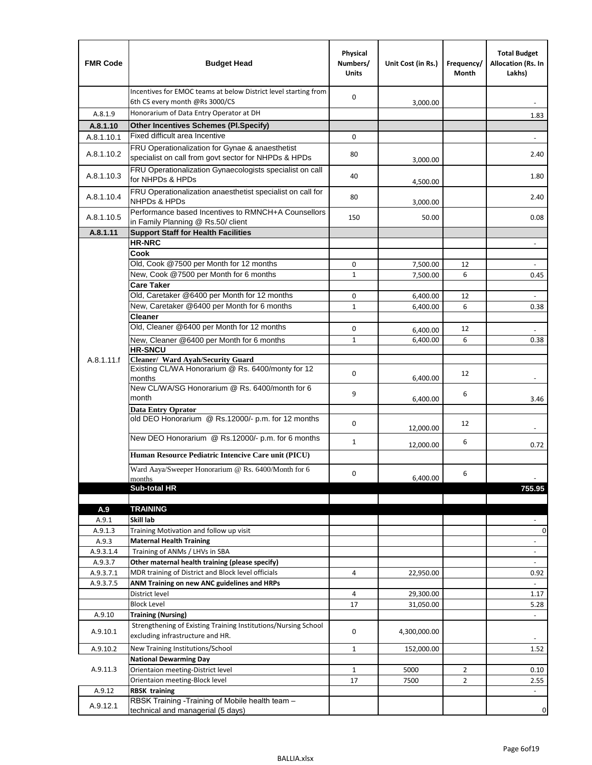| FMR Code | Budget Head | Physical Numbers/ Units | Unit Cost (in Rs.) | Frequency/ Month | Total Budget Allocation (Rs. In Lakhs) |
|---|---|---|---|---|---|
| | Incentives for EMOC teams at below District level starting from 6th CS every month @Rs 3000/CS | 0 | 3,000.00 | | - |
| A.8.1.9 | Honorarium of Data Entry Operator at DH | | | | 1.83 |
| **A.8.1.10** | **Other Incentives Schemes (Pl.Specify)** | | | | |
| A.8.1.10.1 | Fixed difficult area Incentive | 0 | | | - |
| A.8.1.10.2 | FRU Operationalization for Gynae & anaesthetist specialist on call from govt sector for NHPDs & HPDs | 80 | 3,000.00 | | 2.40 |
| A.8.1.10.3 | FRU Operationalization Gynaecologists specialist on call for NHPDs & HPDs | 40 | 4,500.00 | | 1.80 |
| A.8.1.10.4 | FRU Operationalization anaesthetist specialist on call for NHPDs & HPDs | 80 | 3,000.00 | | 2.40 |
| A.8.1.10.5 | Performance based Incentives to RMNCH+A Counsellors in Family Planning @ Rs.50/ client | 150 | 50.00 | | 0.08 |
| **A.8.1.11** | **Support Staff for Health Facilities** | | | | |
| A.8.1.11.f | **HR-NRC** | | | | - |
| | **Cook** | | | | |
| | Old, Cook @7500 per Month for 12 months | 0 | 7,500.00 | 12 | - |
| | New, Cook @7500 per Month for 6 months | 1 | 7,500.00 | 6 | 0.45 |
| | **Care Taker** | | | | |
| | Old, Caretaker @6400 per Month for 12 months | 0 | 6,400.00 | 12 | - |
| | New, Caretaker @6400 per Month for 6 months | 1 | 6,400.00 | 6 | 0.38 |
| | **Cleaner** | | | | |
| | Old, Cleaner @6400 per Month for 12 months | 0 | 6,400.00 | 12 | - |
| | New, Cleaner @6400 per Month for 6 months | 1 | 6,400.00 | 6 | 0.38 |
| | **HR-SNCU** | | | | |
| | **Cleaner/ Ward Ayah/Security Guard** | | | | |
| | Existing CL/WA Honorarium @ Rs. 6400/monty for 12 months | 0 | 6,400.00 | 12 | - |
| | New CL/WA/SG Honorarium @ Rs. 6400/month for 6 month | 9 | 6,400.00 | 6 | 3.46 |
| | **Data Entry Oprator** | | | | |
| | old DEO Honorarium @ Rs.12000/- p.m. for 12 months | 0 | 12,000.00 | 12 | - |
| | New DEO Honorarium @ Rs.12000/- p.m. for 6 months | 1 | 12,000.00 | 6 | 0.72 |
| | **Human Resource Pediatric Intencive Care unit (PICU)** | | | | |
| | Ward Aaya/Sweeper Honorarium @ Rs. 6400/Month for 6 months | 0 | 6,400.00 | 6 | - |
| | **Sub-total HR** | | | | **755.95** |
| | | | | | |
| **A.9** | **TRAINING** | | | | |
| A.9.1 | **Skill lab** | | | | - |
| A.9.1.3 | Training Motivation and follow up visit | | | | 0 |
| A.9.3 | **Maternal Health Training** | | | | - |
| A.9.3.1.4 | Training of ANMs / LHVs in SBA | | | | - |
| A.9.3.7 | **Other maternal health training (please specify)** | | | | - |
| A.9.3.7.1 | MDR training of District and Block level officials | 4 | 22,950.00 | | 0.92 |
| A.9.3.7.5 | **ANM Training on new ANC guidelines and HRPs** | | | | - |
| | District level | 4 | 29,300.00 | | 1.17 |
| | Block Level | 17 | 31,050.00 | | 5.28 |
| A.9.10 | **Training (Nursing)** | | | | - |
| A.9.10.1 | Strengthening of Existing Training Institutions/Nursing School excluding infrastructure and HR. | 0 | 4,300,000.00 | | - |
| A.9.10.2 | New Training Institutions/School | 1 | 152,000.00 | | 1.52 |
| A.9.11.3 | **National Dewarming Day** | | | | |
| | Orientaion meeting-District level | 1 | 5000 | 2 | 0.10 |
| | Orientaion meeting-Block level | 17 | 7500 | 2 | 2.55 |
| A.9.12 | **RBSK training** | | | | - |
| A.9.12.1 | RBSK Training -Training of Mobile health team – technical and managerial (5 days) | | | | 0 |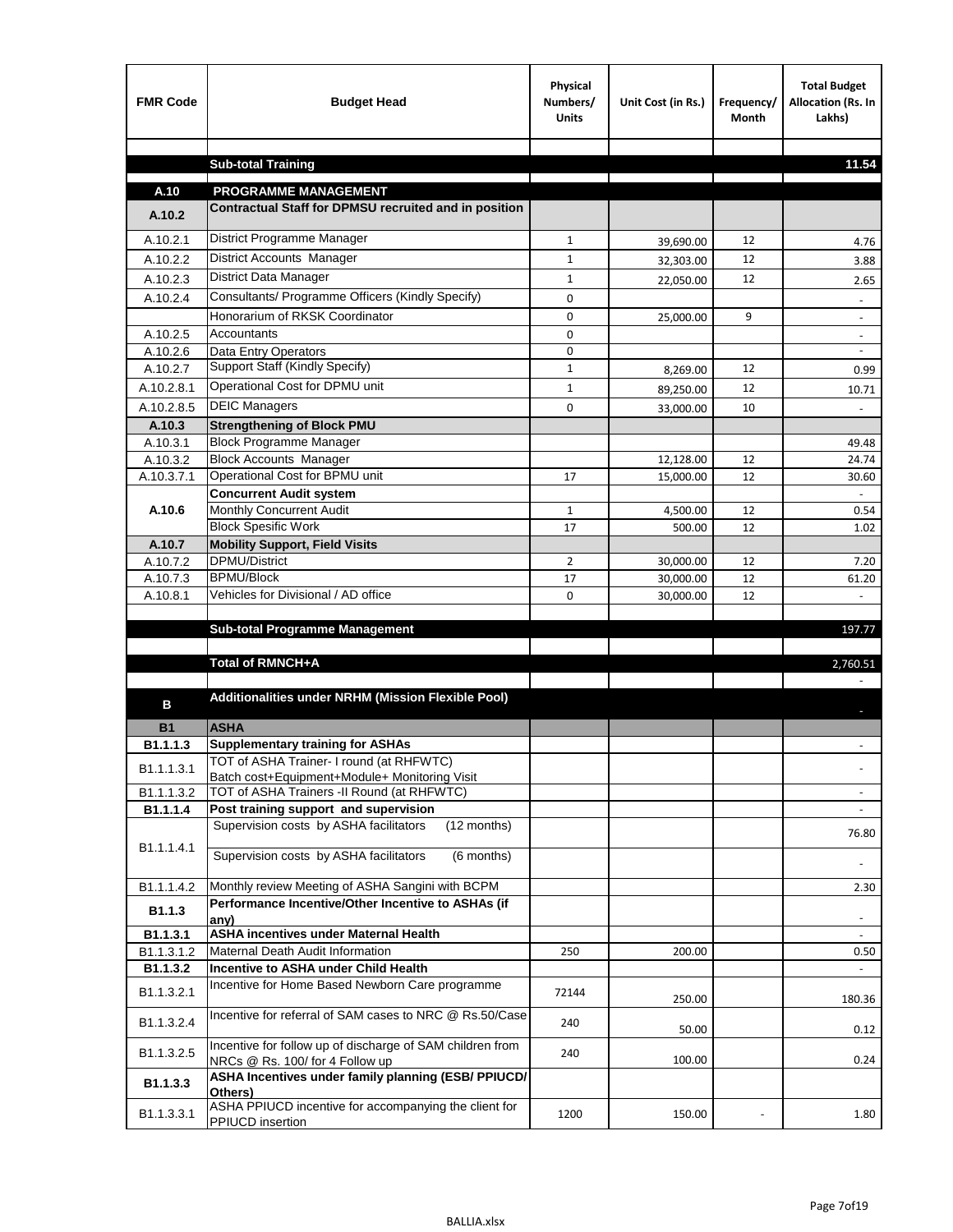| FMR Code | Budget Head | Physical Numbers/ Units | Unit Cost (in Rs.) | Frequency/ Month | Total Budget Allocation (Rs. In Lakhs) |
|---|---|---|---|---|---|
| | | | | | |
| | **Sub-total Training** | | | | **11.54** |
| **A.10** | **PROGRAMME MANAGEMENT** | | | | |
| **A.10.2** | **Contractual Staff for DPMSU recruited and in position** | | | | |
| A.10.2.1 | District Programme Manager | 1 | 39,690.00 | 12 | 4.76 |
| A.10.2.2 | District Accounts Manager | 1 | 32,303.00 | 12 | 3.88 |
| A.10.2.3 | District Data Manager | 1 | 22,050.00 | 12 | 2.65 |
| A.10.2.4 | Consultants/ Programme Officers (Kindly Specify) | 0 | | | - |
| | Honorarium of RKSK Coordinator | 0 | 25,000.00 | 9 | - |
| A.10.2.5 | Accountants | 0 | | | - |
| A.10.2.6 | Data Entry Operators | 0 | | | - |
| A.10.2.7 | Support Staff (Kindly Specify) | 1 | 8,269.00 | 12 | 0.99 |
| A.10.2.8.1 | Operational Cost for DPMU unit | 1 | 89,250.00 | 12 | 10.71 |
| A.10.2.8.5 | DEIC Managers | 0 | 33,000.00 | 10 | - |
| **A.10.3** | **Strengthening of Block PMU** | | | | |
| A.10.3.1 | Block Programme Manager | | | | 49.48 |
| A.10.3.2 | Block Accounts Manager | | 12,128.00 | 12 | 24.74 |
| A.10.3.7.1 | Operational Cost for BPMU unit | 17 | 15,000.00 | 12 | 30.60 |
| **A.10.6** | **Concurrent Audit system** | | | | - |
| | Monthly Concurrent Audit | 1 | 4,500.00 | 12 | 0.54 |
| | Block Spesific Work | 17 | 500.00 | 12 | 1.02 |
| **A.10.7** | **Mobility Support, Field Visits** | | | | |
| A.10.7.2 | DPMU/District | 2 | 30,000.00 | 12 | 7.20 |
| A.10.7.3 | BPMU/Block | 17 | 30,000.00 | 12 | 61.20 |
| A.10.8.1 | Vehicles for Divisional / AD office | 0 | 30,000.00 | 12 | - |
| | | | | | |
| | **Sub-total Programme Management** | | | | 197.77 |
| | | | | | |
| | **Total of RMNCH+A** | | | | 2,760.51 |
| | | | | | - |
| **B** | **Additionalities under NRHM (Mission Flexible Pool)** | | | | - |
| **B1** | **ASHA** | | | | |
| **B1.1.1.3** | **Supplementary training for ASHAs** | | | | - |
| B1.1.1.3.1 | TOT of ASHA Trainer- I round (at RHFWTC) Batch cost+Equipment+Module+ Monitoring Visit | | | | - |
| B1.1.1.3.2 | TOT of ASHA Trainers -II Round (at RHFWTC) | | | | - |
| **B1.1.1.4** | **Post training support and supervision** | | | | - |
| B1.1.1.4.1 | Supervision costs by ASHA facilitators (12 months) | | | | 76.80 |
| | Supervision costs by ASHA facilitators (6 months) | | | | - |
| B1.1.1.4.2 | Monthly review Meeting of ASHA Sangini with BCPM | | | | 2.30 |
| **B1.1.3** | **Performance Incentive/Other Incentive to ASHAs (if any)** | | | | - |
| **B1.1.3.1** | **ASHA incentives under Maternal Health** | | | | - |
| B1.1.3.1.2 | Maternal Death Audit Information | 250 | 200.00 | | 0.50 |
| **B1.1.3.2** | **Incentive to ASHA under Child Health** | | | | - |
| B1.1.3.2.1 | Incentive for Home Based Newborn Care programme | 72144 | 250.00 | | 180.36 |
| B1.1.3.2.4 | Incentive for referral of SAM cases to NRC @ Rs.50/Case | 240 | 50.00 | | 0.12 |
| B1.1.3.2.5 | Incentive for follow up of discharge of SAM children from NRCs @ Rs. 100/ for 4 Follow up | 240 | 100.00 | | 0.24 |
| **B1.1.3.3** | **ASHA Incentives under family planning (ESB/ PPIUCD/ Others)** | | | | |
| B1.1.3.3.1 | ASHA PPIUCD incentive for accompanying the client for PPIUCD insertion | 1200 | 150.00 | - | 1.80 |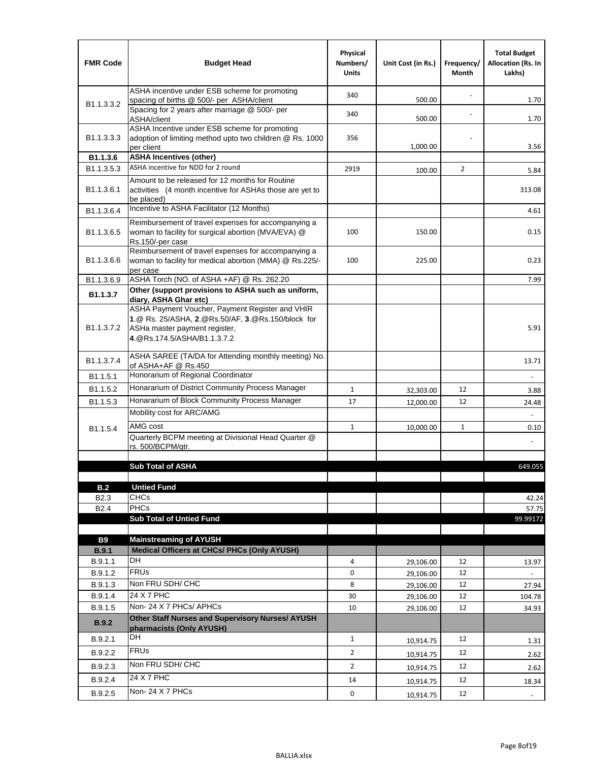| FMR Code | Budget Head | Physical Numbers/ Units | Unit Cost (in Rs.) | Frequency/ Month | Total Budget Allocation (Rs. In Lakhs) |
|---|---|---|---|---|---|
| B1.1.3.3.2 | ASHA incentive under ESB scheme for promoting spacing of births @ 500/- per ASHA/client | 340 | 500.00 | - | 1.70 |
| | Spacing for 2 years after marriage @ 500/- per ASHA/client | 340 | 500.00 | - | 1.70 |
| B1.1.3.3.3 | ASHA Incentive under ESB scheme for promoting adoption of limiting method upto two children @ Rs. 1000 per client | 356 | 1,000.00 | - | 3.56 |
| **B1.1.3.6** | **ASHA Incentives (other)** | | | | |
| B1.1.3.5.3 | ASHA incentive for NDD for 2 round | 2919 | 100.00 | 2 | 5.84 |
| B1.1.3.6.1 | Amount to be released for 12 months for Routine activities (4 month incentive for ASHAs those are yet to be placed) | | | | 313.08 |
| B1.1.3.6.4 | Incentive to ASHA Facilitator (12 Months) | | | | 4.61 |
| B1.1.3.6.5 | Reimbursement of travel expenses for accompanying a woman to facility for surgical abortion (MVA/EVA) @ Rs.150/-per case | 100 | 150.00 | | 0.15 |
| B1.1.3.6.6 | Reimbursement of travel expenses for accompanying a woman to facility for medical abortion (MMA) @ Rs.225/- per case | 100 | 225.00 | | 0.23 |
| B1.1.3.6.9 | ASHA Torch (NO. of ASHA +AF) @ Rs. 262.20 | | | | 7.99 |
| **B1.1.3.7** | **Other (support provisions to ASHA such as uniform, diary, ASHA Ghar etc)** | | | | |
| B1.1.3.7.2 | ASHA Payment Voucher, Payment Register and VHIR **1**.@ Rs. 25/ASHA, **2**.@Rs.50/AF, **3**.@Rs.150/block for ASHa master payment register, **4**.@Rs.174.5/ASHA/B1.1.3.7.2 | | | | 5.91 |
| B1.1.3.7.4 | ASHA SAREE (TA/DA for Attending monthly meeting) No. of ASHA+AF @ Rs.450 | | | | 13.71 |
| B1.1.5.1 | Honorarium of Regional Coordinator | | | | - |
| B1.1.5.2 | Honararium of District Community Process Manager | 1 | 32,303.00 | 12 | 3.88 |
| B1.1.5.3 | Honararium of Block Community Process Manager | 17 | 12,000.00 | 12 | 24.48 |
| B1.1.5.4 | Mobility cost for ARC/AMG | | | | - |
| | AMG cost | 1 | 10,000.00 | 1 | 0.10 |
| | Quarterly BCPM meeting at Divisional Head Quarter @ rs. 500/BCPM/qtr. | | | | - |
| | | | | | |
| | **Sub Total of ASHA** | | | | 649.055 |
| | | | | | |
| **B.2** | **Untied Fund** | | | | |
| B2.3 | CHCs | | | | 42.24 |
| B2.4 | PHCs | | | | 57.75 |
| | **Sub Total of Untied Fund** | | | | 99.99172 |
| | | | | | |
| **B9** | **Mainstreaming of AYUSH** | | | | |
| **B.9.1** | **Medical Officers at CHCs/ PHCs (Only AYUSH)** | | | | |
| B.9.1.1 | DH | 4 | 29,106.00 | 12 | 13.97 |
| B.9.1.2 | FRUs | 0 | 29,106.00 | 12 | - |
| B.9.1.3 | Non FRU SDH/ CHC | 8 | 29,106.00 | 12 | 27.94 |
| B.9.1.4 | 24 X 7 PHC | 30 | 29,106.00 | 12 | 104.78 |
| B.9.1.5 | Non- 24 X 7 PHCs/ APHCs | 10 | 29,106.00 | 12 | 34.93 |
| **B.9.2** | **Other Staff Nurses and Supervisory Nurses/ AYUSH pharmacists (Only AYUSH)** | | | | |
| B.9.2.1 | DH | 1 | 10,914.75 | 12 | 1.31 |
| B.9.2.2 | FRUs | 2 | 10,914.75 | 12 | 2.62 |
| B.9.2.3 | Non FRU SDH/ CHC | 2 | 10,914.75 | 12 | 2.62 |
| B.9.2.4 | 24 X 7 PHC | 14 | 10,914.75 | 12 | 18.34 |
| B.9.2.5 | Non- 24 X 7 PHCs | 0 | 10,914.75 | 12 | - |

BALLIA.xlsx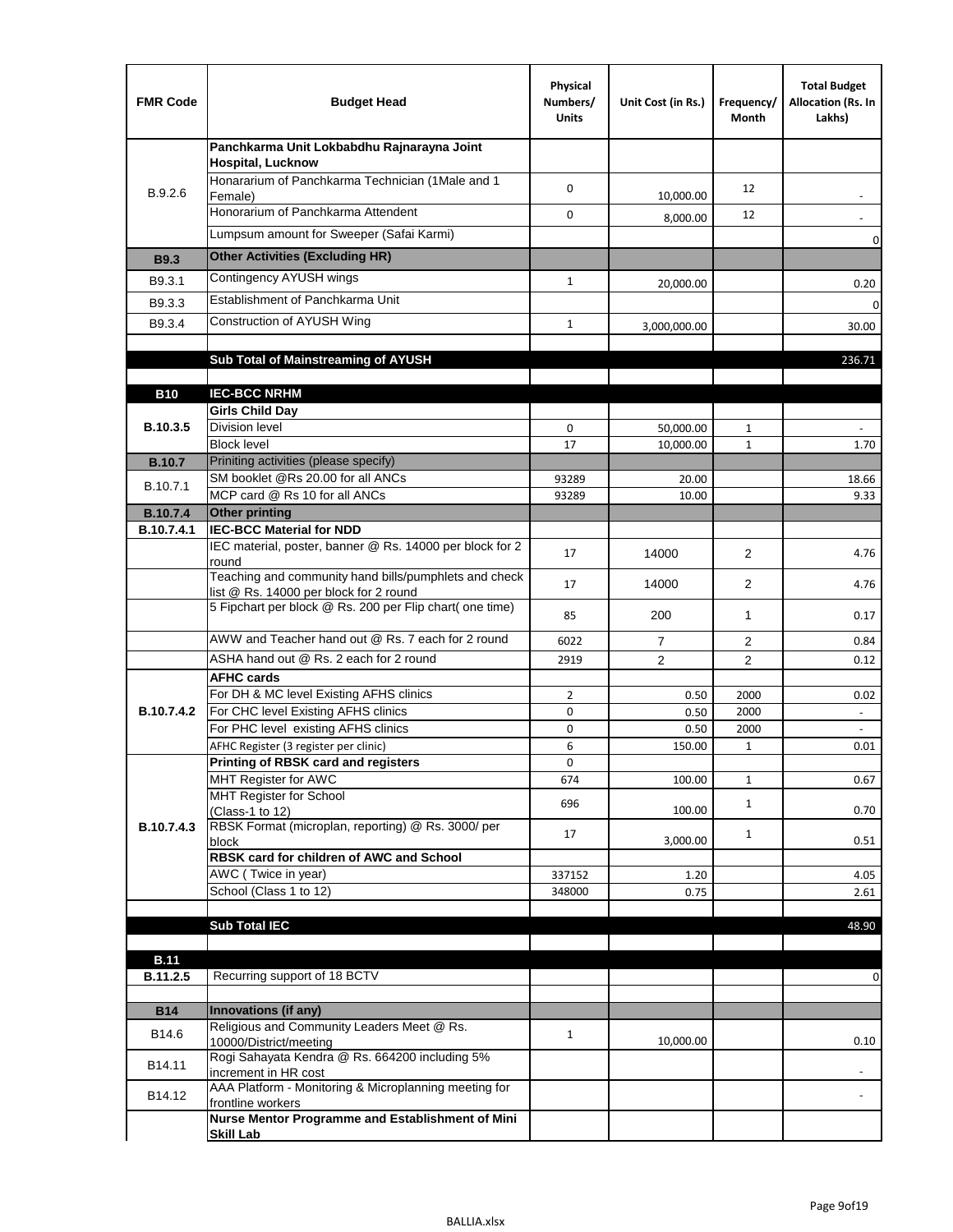| FMR Code | Budget Head | Physical Numbers/ Units | Unit Cost (in Rs.) | Frequency/ Month | Total Budget Allocation (Rs. In Lakhs) |
|---|---|---|---|---|---|
| B.9.2.6 | **Panchkarma Unit Lokbabdhu Rajnarayna Joint Hospital, Lucknow** | | | | |
| | Honararium of Panchkarma Technician (1Male and 1 Female) | 0 | 10,000.00 | 12 | - |
| | Honorarium of Panchkarma Attendent | 0 | 8,000.00 | 12 | - |
| | Lumpsum amount for Sweeper (Safai Karmi) | | | | 0 |
| **B9.3** | **Other Activities (Excluding HR)** | | | | |
| B9.3.1 | Contingency AYUSH wings | 1 | 20,000.00 | | 0.20 |
| B9.3.3 | Establishment of Panchkarma Unit | | | | 0 |
| B9.3.4 | Construction of AYUSH Wing | 1 | 3,000,000.00 | | 30.00 |
| | | | | | |
| | **Sub Total of Mainstreaming of AYUSH** | | | | 236.71 |
| | | | | | |
| **B10** | **IEC-BCC NRHM** | | | | |
| **B.10.3.5** | **Girls Child Day** | | | | |
| | Division level | 0 | 50,000.00 | 1 | - |
| | Block level | 17 | 10,000.00 | 1 | 1.70 |
| **B.10.7** | Priniting activities (please specify) | | | | |
| B.10.7.1 | SM booklet @Rs 20.00 for all ANCs | 93289 | 20.00 | | 18.66 |
| | MCP card @ Rs 10 for all ANCs | 93289 | 10.00 | | 9.33 |
| **B.10.7.4** | **Other printing** | | | | |
| **B.10.7.4.1** | **IEC-BCC Material for NDD** | | | | |
| | IEC material, poster, banner @ Rs. 14000 per block for 2 round | 17 | 14000 | 2 | 4.76 |
| | Teaching and community hand bills/pumphlets and check list @ Rs. 14000 per block for 2 round | 17 | 14000 | 2 | 4.76 |
| | 5 Fipchart per block @ Rs. 200 per Flip chart( one time) | 85 | 200 | 1 | 0.17 |
| | AWW and Teacher hand out @ Rs. 7 each for 2 round | 6022 | 7 | 2 | 0.84 |
| | ASHA hand out @ Rs. 2 each for 2 round | 2919 | 2 | 2 | 0.12 |
| **B.10.7.4.2** | **AFHC cards** | | | | |
| | For DH & MC level Existing AFHS clinics | 2 | 0.50 | 2000 | 0.02 |
| | For CHC level Existing AFHS clinics | 0 | 0.50 | 2000 | - |
| | For PHC level existing AFHS clinics | 0 | 0.50 | 2000 | - |
| | AFHC Register (3 register per clinic) | 6 | 150.00 | 1 | 0.01 |
| **B.10.7.4.3** | **Printing of RBSK card and registers** | 0 | | | |
| | MHT Register for AWC | 674 | 100.00 | 1 | 0.67 |
| | MHT Register for School (Class-1 to 12) | 696 | 100.00 | 1 | 0.70 |
| | RBSK Format (microplan, reporting) @ Rs. 3000/ per block | 17 | 3,000.00 | 1 | 0.51 |
| | **RBSK card for children of AWC and School** | | | | |
| | AWC ( Twice in year) | 337152 | 1.20 | | 4.05 |
| | School (Class 1 to 12) | 348000 | 0.75 | | 2.61 |
| | | | | | |
| | **Sub Total IEC** | | | | 48.90 |
| | | | | | |
| **B.11** | | | | | |
| **B.11.2.5** | Recurring support of 18 BCTV | | | | 0 |
| | | | | | |
| **B14** | **Innovations (if any)** | | | | |
| B14.6 | Religious and Community Leaders Meet @ Rs. 10000/District/meeting | 1 | 10,000.00 | | 0.10 |
| B14.11 | Rogi Sahayata Kendra @ Rs. 664200 including 5% increment in HR cost | | | | - |
| B14.12 | AAA Platform - Monitoring & Microplanning meeting for frontline workers | | | | - |
| | **Nurse Mentor Programme and Establishment of Mini Skill Lab** | | | | |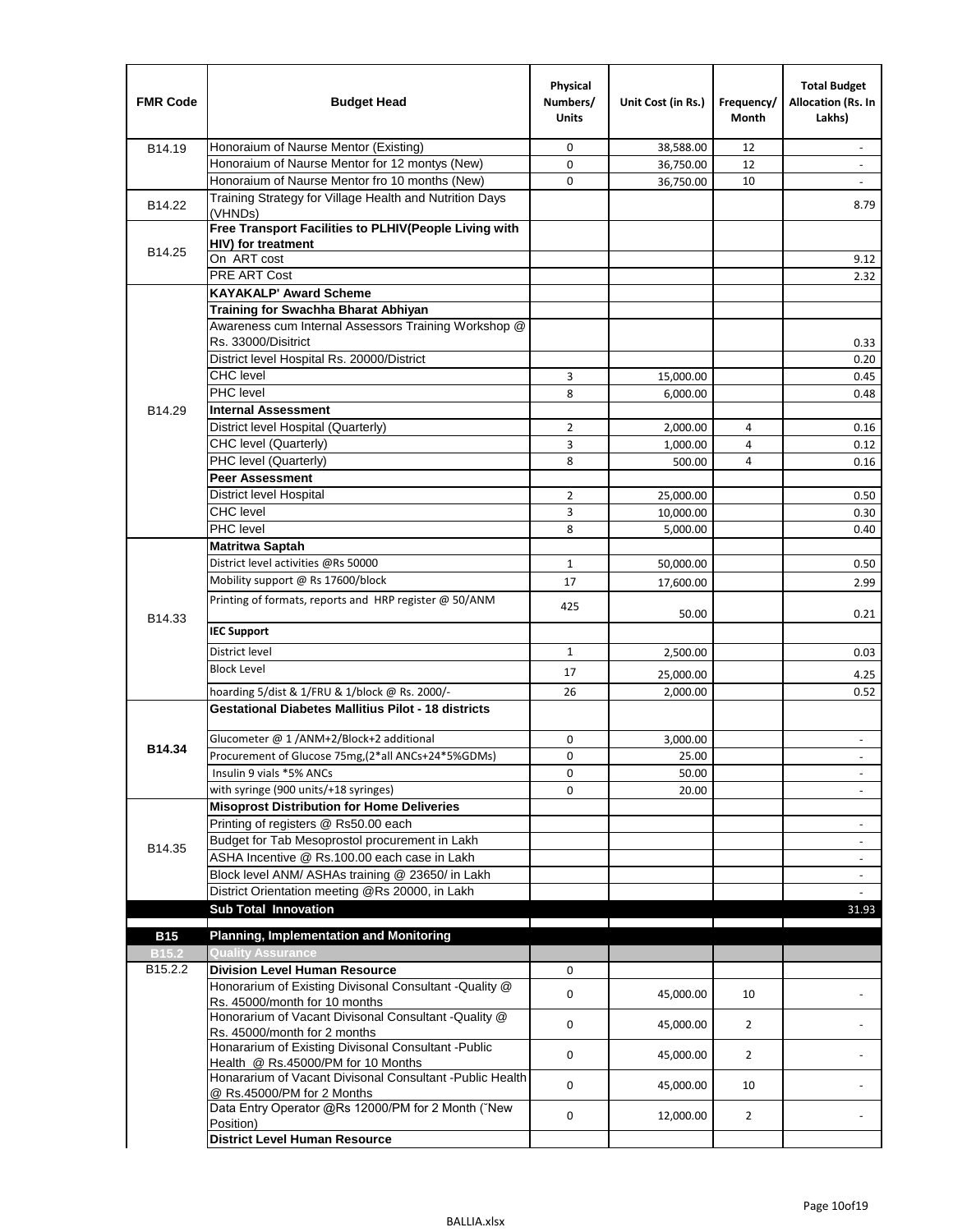| FMR Code | Budget Head | Physical Numbers/ Units | Unit Cost (in Rs.) | Frequency/ Month | Total Budget Allocation (Rs. In Lakhs) |
|---|---|---|---|---|---|
| B14.19 | Honoraium of Naurse Mentor (Existing) | 0 | 38,588.00 | 12 | - |
| | Honoraium of Naurse Mentor for 12 montys (New) | 0 | 36,750.00 | 12 | - |
| | Honoraium of Naurse Mentor fro 10 months (New) | 0 | 36,750.00 | 10 | - |
| B14.22 | Training Strategy for Village Health and Nutrition Days (VHNDs) | | | | 8.79 |
| B14.25 | **Free Transport Facilities to PLHIV(People Living with HIV) for treatment** | | | | |
| | On ART cost | | | | 9.12 |
| | PRE ART Cost | | | | 2.32 |
| B14.29 | **KAYAKALP' Award Scheme** | | | | |
| | **Training for Swachha Bharat Abhiyan** | | | | |
| | Awareness cum Internal Assessors Training Workshop @ Rs. 33000/Disitrict | | | | 0.33 |
| | District level Hospital Rs. 20000/District | | | | 0.20 |
| | CHC level | 3 | 15,000.00 | | 0.45 |
| | PHC level | 8 | 6,000.00 | | 0.48 |
| | **Internal Assessment** | | | | |
| | District level Hospital (Quarterly) | 2 | 2,000.00 | 4 | 0.16 |
| | CHC level (Quarterly) | 3 | 1,000.00 | 4 | 0.12 |
| | PHC level (Quarterly) | 8 | 500.00 | 4 | 0.16 |
| | **Peer Assessment** | | | | |
| | District level Hospital | 2 | 25,000.00 | | 0.50 |
| | CHC level | 3 | 10,000.00 | | 0.30 |
| | PHC level | 8 | 5,000.00 | | 0.40 |
| B14.33 | **Matritwa Saptah** | | | | |
| | District level activities @Rs 50000 | 1 | 50,000.00 | | 0.50 |
| | Mobility support @ Rs 17600/block | 17 | 17,600.00 | | 2.99 |
| | Printing of formats, reports and HRP register @ 50/ANM | 425 | 50.00 | | 0.21 |
| | **IEC Support** | | | | |
| | District level | 1 | 2,500.00 | | 0.03 |
| | Block Level | 17 | 25,000.00 | | 4.25 |
| | hoarding 5/dist & 1/FRU & 1/block @ Rs. 2000/- | 26 | 2,000.00 | | 0.52 |
| **B14.34** | **Gestational Diabetes Mallitius Pilot - 18 districts** | | | | |
| | Glucometer @ 1 /ANM+2/Block+2 additional | 0 | 3,000.00 | | - |
| | Procurement of Glucose 75mg,(2*all ANCs+24*5%GDMs) | 0 | 25.00 | | - |
| | Insulin 9 vials *5% ANCs | 0 | 50.00 | | - |
| | with syringe (900 units/+18 syringes) | 0 | 20.00 | | - |
| B14.35 | **Misoprost Distribution for Home Deliveries** | | | | |
| | Printing of registers @ Rs50.00 each | | | | - |
| | Budget for Tab Mesoprostol procurement in Lakh | | | | - |
| | ASHA Incentive @ Rs.100.00 each case in Lakh | | | | - |
| | Block level ANM/ ASHAs training @ 23650/ in Lakh | | | | - |
| | District Orientation meeting @Rs 20000, in Lakh | | | | - |
| | **Sub Total Innovation** | | | | 31.93 |
| **B15** | **Planning, Implementation and Monitoring** | | | | |
| **B15.2** | **Quality Assurance** | | | | |
| B15.2.2 | **Division Level Human Resource** | 0 | | | |
| | Honorarium of Existing Divisonal Consultant -Quality @ Rs. 45000/month for 10 months | 0 | 45,000.00 | 10 | - |
| | Honorarium of Vacant Divisonal Consultant -Quality @ Rs. 45000/month for 2 months | 0 | 45,000.00 | 2 | - |
| | Honararium of Existing Divisonal Consultant -Public Health @ Rs.45000/PM for 10 Months | 0 | 45,000.00 | 2 | - |
| | Honararium of Vacant Divisonal Consultant -Public Health @ Rs.45000/PM for 2 Months | 0 | 45,000.00 | 10 | - |
| | Data Entry Operator @Rs 12000/PM for 2 Month ("New Position) | 0 | 12,000.00 | 2 | - |
| | **District Level Human Resource** | | | | |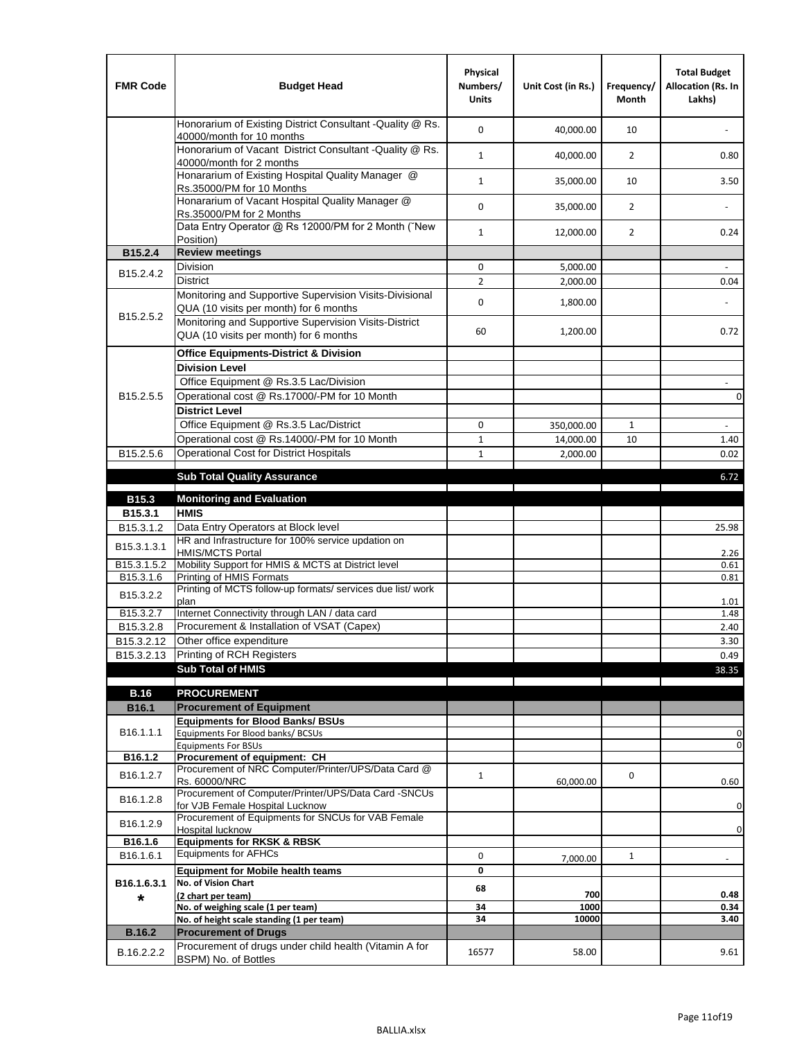| FMR Code | Budget Head | Physical Numbers/ Units | Unit Cost (in Rs.) | Frequency/ Month | Total Budget Allocation (Rs. In Lakhs) |
|---|---|---|---|---|---|
| | Honorarium of Existing District Consultant -Quality @ Rs. 40000/month for 10 months | 0 | 40,000.00 | 10 | - |
| | Honorarium of Vacant District Consultant -Quality @ Rs. 40000/month for 2 months | 1 | 40,000.00 | 2 | 0.80 |
| | Honararium of Existing Hospital Quality Manager @ Rs.35000/PM for 10 Months | 1 | 35,000.00 | 10 | 3.50 |
| | Honararium of Vacant Hospital Quality Manager @ Rs.35000/PM for 2 Months | 0 | 35,000.00 | 2 | - |
| | Data Entry Operator @ Rs 12000/PM for 2 Month (˜New Position) | 1 | 12,000.00 | 2 | 0.24 |
| **B15.2.4** | **Review meetings** | | | | |
| B15.2.4.2 | Division | 0 | 5,000.00 | | - |
| | District | 2 | 2,000.00 | | 0.04 |
| B15.2.5.2 | Monitoring and Supportive Supervision Visits-Divisional QUA (10 visits per month) for 6 months | 0 | 1,800.00 | | - |
| | Monitoring and Supportive Supervision Visits-District QUA (10 visits per month) for 6 months | 60 | 1,200.00 | | 0.72 |
| B15.2.5.5 | **Office Equipments-District & Division** | | | | |
| | **Division Level** | | | | |
| | Office Equipment @ Rs.3.5 Lac/Division | | | | - |
| | Operational cost @ Rs.17000/-PM for 10 Month | | | | 0 |
| | **District Level** | | | | |
| | Office Equipment @ Rs.3.5 Lac/District | 0 | 350,000.00 | 1 | - |
| | Operational cost @ Rs.14000/-PM for 10 Month | 1 | 14,000.00 | 10 | 1.40 |
| B15.2.5.6 | Operational Cost for District Hospitals | 1 | 2,000.00 | | 0.02 |
| | **Sub Total Quality Assurance** | | | | 6.72 |
| **B15.3** | **Monitoring and Evaluation** | | | | |
| **B15.3.1** | **HMIS** | | | | |
| B15.3.1.2 | Data Entry Operators at Block level | | | | 25.98 |
| B15.3.1.3.1 | HR and Infrastructure for 100% service updation on HMIS/MCTS Portal | | | | 2.26 |
| B15.3.1.5.2 | Mobility Support for HMIS & MCTS at District level | | | | 0.61 |
| B15.3.1.6 | Printing of HMIS Formats | | | | 0.81 |
| B15.3.2.2 | Printing of MCTS follow-up formats/ services due list/ work plan | | | | 1.01 |
| B15.3.2.7 | Internet Connectivity through LAN / data card | | | | 1.48 |
| B15.3.2.8 | Procurement & Installation of VSAT (Capex) | | | | 2.40 |
| B15.3.2.12 | Other office expenditure | | | | 3.30 |
| B15.3.2.13 | Printing of RCH Registers | | | | 0.49 |
| | **Sub Total of HMIS** | | | | 38.35 |
| **B.16** | **PROCUREMENT** | | | | |
| **B16.1** | **Procurement of Equipment** | | | | |
| B16.1.1.1 | **Equipments for Blood Banks/ BSUs** | | | | |
| | Equipments For Blood banks/ BCSUs | | | | 0 |
| | Equipments For BSUs | | | | 0 |
| **B16.1.2** | **Procurement of equipment: CH** | | | | |
| B16.1.2.7 | Procurement of NRC Computer/Printer/UPS/Data Card @ Rs. 60000/NRC | 1 | 60,000.00 | 0 | 0.60 |
| B16.1.2.8 | Procurement of Computer/Printer/UPS/Data Card -SNCUs for VJB Female Hospital Lucknow | | | | 0 |
| B16.1.2.9 | Procurement of Equipments for SNCUs for VAB Female Hospital lucknow | | | | 0 |
| **B16.1.6** | **Equipments for RKSK & RBSK** | | | | |
| B16.1.6.1 | Equipments for AFHCs | 0 | 7,000.00 | 1 | - |
| B16.1.6.3.1 * | **Equipment for Mobile health teams** | **0** | | | |
| | **No. of Vision Chart (2 chart per team)** | **68** | **700** | | **0.48** |
| | **No. of weighing scale (1 per team)** | **34** | **1000** | | **0.34** |
| | **No. of height scale standing (1 per team)** | **34** | **10000** | | **3.40** |
| **B.16.2** | **Procurement of Drugs** | | | | |
| B.16.2.2.2 | Procurement of drugs under child health (Vitamin A for BSPM) No. of Bottles | 16577 | 58.00 | | 9.61 |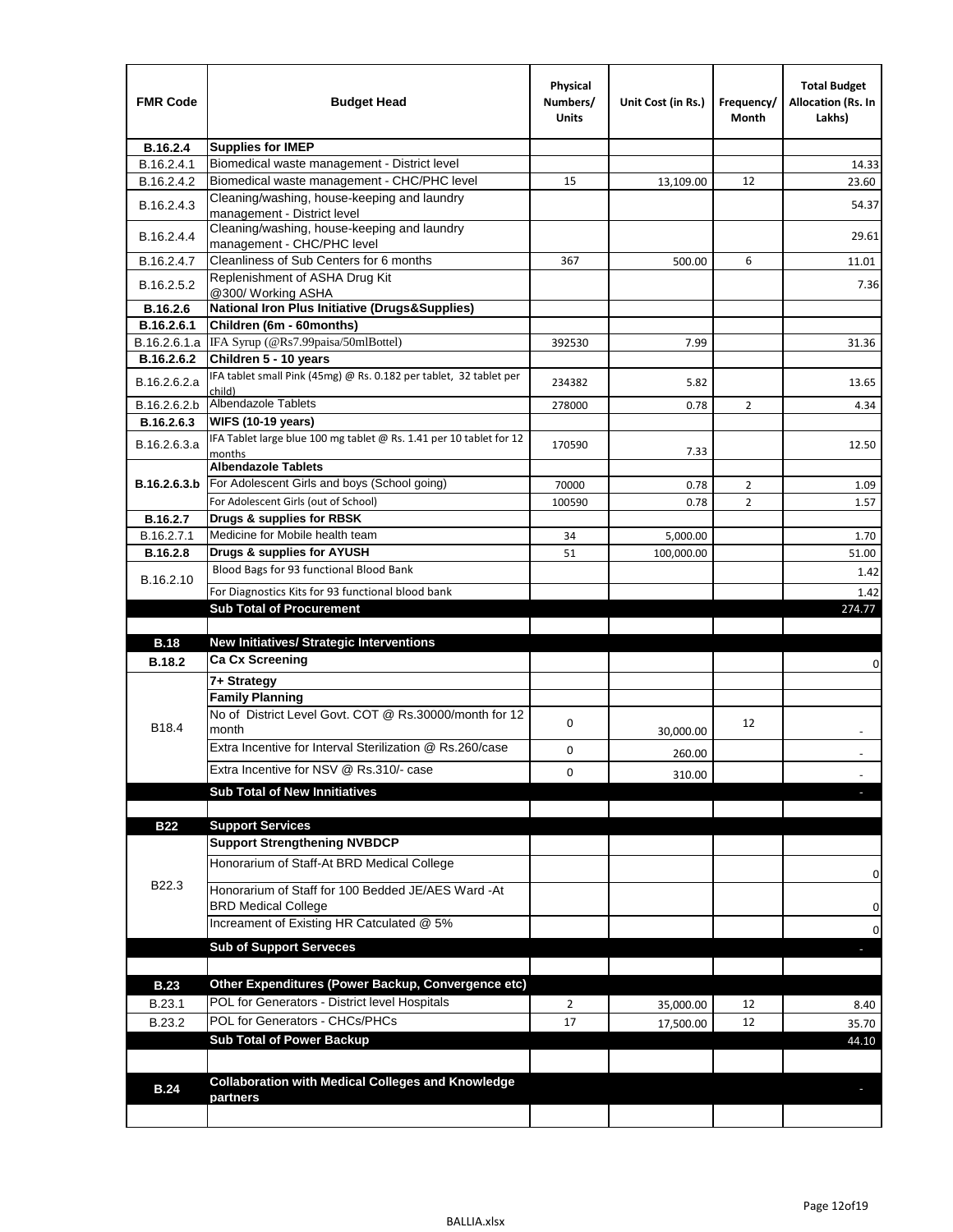| FMR Code | Budget Head | Physical Numbers/ Units | Unit Cost (in Rs.) | Frequency/ Month | Total Budget Allocation (Rs. In Lakhs) |
|---|---|---|---|---|---|
| **B.16.2.4** | **Supplies for IMEP** | | | | |
| B.16.2.4.1 | Biomedical waste management - District level | | | | 14.33 |
| B.16.2.4.2 | Biomedical waste management - CHC/PHC level | 15 | 13,109.00 | 12 | 23.60 |
| B.16.2.4.3 | Cleaning/washing, house-keeping and laundry management - District level | | | | 54.37 |
| B.16.2.4.4 | Cleaning/washing, house-keeping and laundry management - CHC/PHC level | | | | 29.61 |
| B.16.2.4.7 | Cleanliness of Sub Centers for 6 months | 367 | 500.00 | 6 | 11.01 |
| B.16.2.5.2 | Replenishment of ASHA Drug Kit @300/ Working ASHA | | | | 7.36 |
| **B.16.2.6** | **National Iron Plus Initiative (Drugs&Supplies)** | | | | |
| **B.16.2.6.1** | **Children (6m - 60months)** | | | | |
| B.16.2.6.1.a | IFA Syrup (@Rs7.99paisa/50mlBottel) | 392530 | 7.99 | | 31.36 |
| **B.16.2.6.2** | **Children 5 - 10 years** | | | | |
| B.16.2.6.2.a | IFA tablet small Pink (45mg) @ Rs. 0.182 per tablet, 32 tablet per child) | 234382 | 5.82 | | 13.65 |
| B.16.2.6.2.b | Albendazole Tablets | 278000 | 0.78 | 2 | 4.34 |
| **B.16.2.6.3** | **WIFS (10-19 years)** | | | | |
| B.16.2.6.3.a | IFA Tablet large blue 100 mg tablet @ Rs. 1.41 per 10 tablet for 12 months | 170590 | 7.33 | | 12.50 |
| **B.16.2.6.3.b** | **Albendazole Tablets** | | | | |
| | For Adolescent Girls and boys (School going) | 70000 | 0.78 | 2 | 1.09 |
| | For Adolescent Girls (out of School) | 100590 | 0.78 | 2 | 1.57 |
| **B.16.2.7** | **Drugs & supplies for RBSK** | | | | |
| B.16.2.7.1 | Medicine for Mobile health team | 34 | 5,000.00 | | 1.70 |
| **B.16.2.8** | **Drugs & supplies for AYUSH** | 51 | 100,000.00 | | 51.00 |
| B.16.2.10 | Blood Bags for 93 functional Blood Bank | | | | 1.42 |
| | For Diagnostics Kits for 93 functional blood bank | | | | 1.42 |
| | **Sub Total of Procurement** | | | | 274.77 |
| | | | | | |
| **B.18** | **New Initiatives/ Strategic Interventions** | | | | |
| **B.18.2** | **Ca Cx Screening** | | | | 0 |
| B18.4 | **7+ Strategy** | | | | |
| | **Family Planning** | | | | |
| | No of District Level Govt. COT @ Rs.30000/month for 12 month | 0 | 30,000.00 | 12 | - |
| | Extra Incentive for Interval Sterilization @ Rs.260/case | 0 | 260.00 | | - |
| | Extra Incentive for NSV @ Rs.310/- case | 0 | 310.00 | | - |
| | **Sub Total of New Innitiatives** | | | | - |
| | | | | | |
| **B22** | **Support Services** | | | | |
| B22.3 | **Support Strengthening NVBDCP** | | | | |
| | Honorarium of Staff-At BRD Medical College | | | | 0 |
| | Honorarium of Staff for 100 Bedded JE/AES Ward -At BRD Medical College | | | | 0 |
| | Increament of Existing HR Catculated @ 5% | | | | 0 |
| | **Sub of Support Serveces** | | | | - |
| | | | | | |
| **B.23** | **Other Expenditures (Power Backup, Convergence etc)** | | | | |
| B.23.1 | POL for Generators - District level Hospitals | 2 | 35,000.00 | 12 | 8.40 |
| B.23.2 | POL for Generators - CHCs/PHCs | 17 | 17,500.00 | 12 | 35.70 |
| | **Sub Total of Power Backup** | | | | 44.10 |
| | | | | | |
| **B.24** | **Collaboration with Medical Colleges and Knowledge partners** | | | | - |
| | | | | | |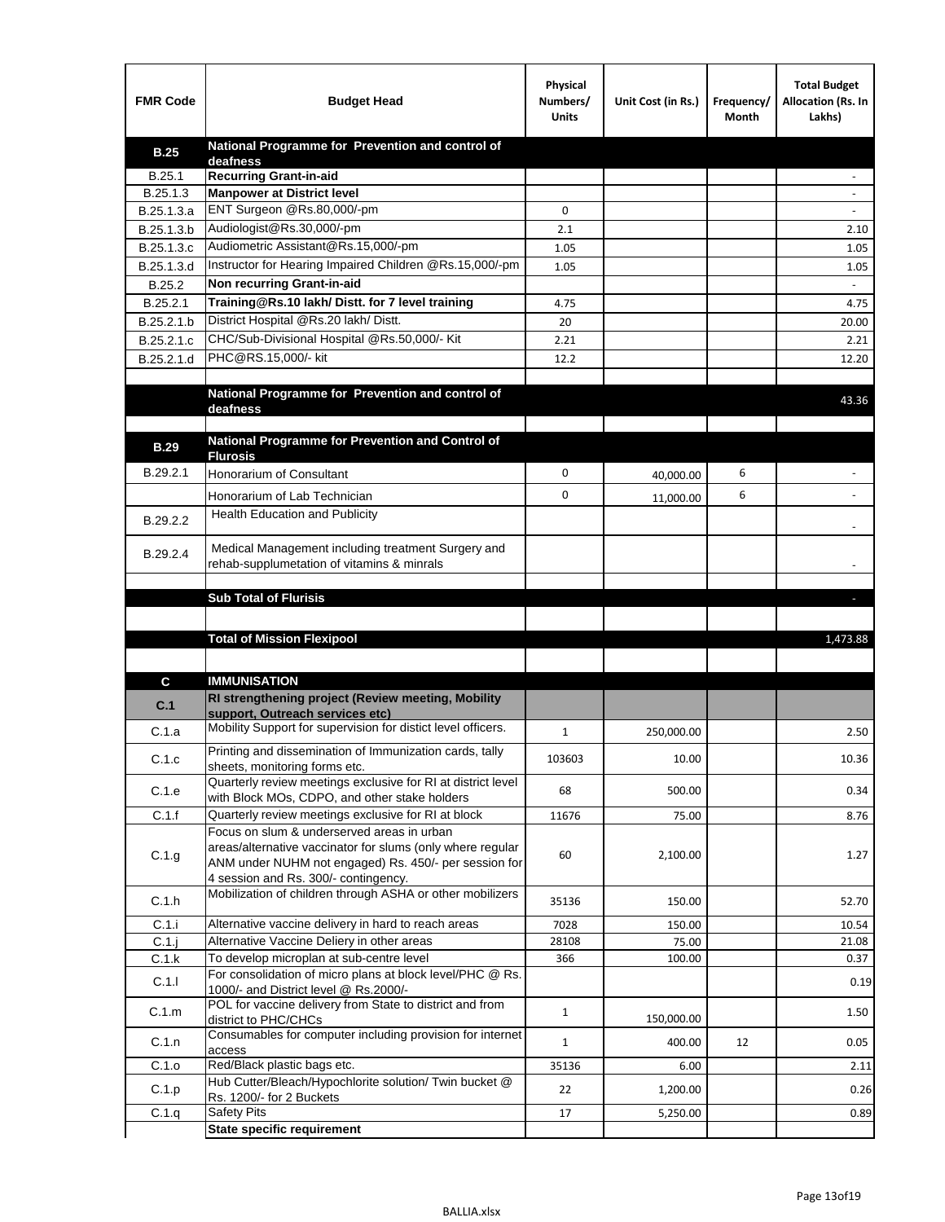| FMR Code | Budget Head | Physical Numbers/ Units | Unit Cost (in Rs.) | Frequency/ Month | Total Budget Allocation (Rs. In Lakhs) |
|---|---|---|---|---|---|
| **B.25** | **National Programme for Prevention and control of deafness** | | | | |
| B.25.1 | **Recurring Grant-in-aid** | | | | - |
| B.25.1.3 | **Manpower at District level** | | | | - |
| B.25.1.3.a | ENT Surgeon @Rs.80,000/-pm | 0 | | | - |
| B.25.1.3.b | Audiologist@Rs.30,000/-pm | 2.1 | | | 2.10 |
| B.25.1.3.c | Audiometric Assistant@Rs.15,000/-pm | 1.05 | | | 1.05 |
| B.25.1.3.d | Instructor for Hearing Impaired Children @Rs.15,000/-pm | 1.05 | | | 1.05 |
| B.25.2 | **Non recurring Grant-in-aid** | | | | - |
| B.25.2.1 | **Training@Rs.10 lakh/ Distt. for 7 level training** | 4.75 | | | 4.75 |
| B.25.2.1.b | District Hospital @Rs.20 lakh/ Distt. | 20 | | | 20.00 |
| B.25.2.1.c | CHC/Sub-Divisional Hospital @Rs.50,000/- Kit | 2.21 | | | 2.21 |
| B.25.2.1.d | PHC@RS.15,000/- kit | 12.2 | | | 12.20 |
| | | | | | |
| | **National Programme for Prevention and control of deafness** | | | | 43.36 |
| | | | | | |
| **B.29** | **National Programme for Prevention and Control of Flurosis** | | | | |
| B.29.2.1 | Honorarium of Consultant | 0 | 40,000.00 | 6 | - |
| | Honorarium of Lab Technician | 0 | 11,000.00 | 6 | - |
| B.29.2.2 | Health Education and Publicity | | | | - |
| B.29.2.4 | Medical Management including treatment Surgery and rehab-supplumetation of vitamins & minrals | | | | - |
| | | | | | |
| | **Sub Total of Flurisis** | | | | - |
| | | | | | |
| | **Total of Mission Flexipool** | | | | 1,473.88 |
| | | | | | |
| **C** | **IMMUNISATION** | | | | |
| **C.1** | **RI strengthening project (Review meeting, Mobility support, Outreach services etc)** | | | | |
| C.1.a | Mobility Support for supervision for distict level officers. | 1 | 250,000.00 | | 2.50 |
| C.1.c | Printing and dissemination of Immunization cards, tally sheets, monitoring forms etc. | 103603 | 10.00 | | 10.36 |
| C.1.e | Quarterly review meetings exclusive for RI at district level with Block MOs, CDPO, and other stake holders | 68 | 500.00 | | 0.34 |
| C.1.f | Quarterly review meetings exclusive for RI at block | 11676 | 75.00 | | 8.76 |
| C.1.g | Focus on slum & underserved areas in urban areas/alternative vaccinator for slums (only where regular ANM under NUHM not engaged) Rs. 450/- per session for 4 session and Rs. 300/- contingency. | 60 | 2,100.00 | | 1.27 |
| C.1.h | Mobilization of children through ASHA or other mobilizers | 35136 | 150.00 | | 52.70 |
| C.1.i | Alternative vaccine delivery in hard to reach areas | 7028 | 150.00 | | 10.54 |
| C.1.j | Alternative Vaccine Deliery in other areas | 28108 | 75.00 | | 21.08 |
| C.1.k | To develop microplan at sub-centre level | 366 | 100.00 | | 0.37 |
| C.1.l | For consolidation of micro plans at block level/PHC @ Rs. 1000/- and District level @ Rs.2000/- | | | | 0.19 |
| C.1.m | POL for vaccine delivery from State to district and from district to PHC/CHCs | 1 | 150,000.00 | | 1.50 |
| C.1.n | Consumables for computer including provision for internet access | 1 | 400.00 | 12 | 0.05 |
| C.1.o | Red/Black plastic bags etc. | 35136 | 6.00 | | 2.11 |
| C.1.p | Hub Cutter/Bleach/Hypochlorite solution/ Twin bucket @ Rs. 1200/- for 2 Buckets | 22 | 1,200.00 | | 0.26 |
| C.1.q | Safety Pits | 17 | 5,250.00 | | 0.89 |
| | **State specific requirement** | | | | |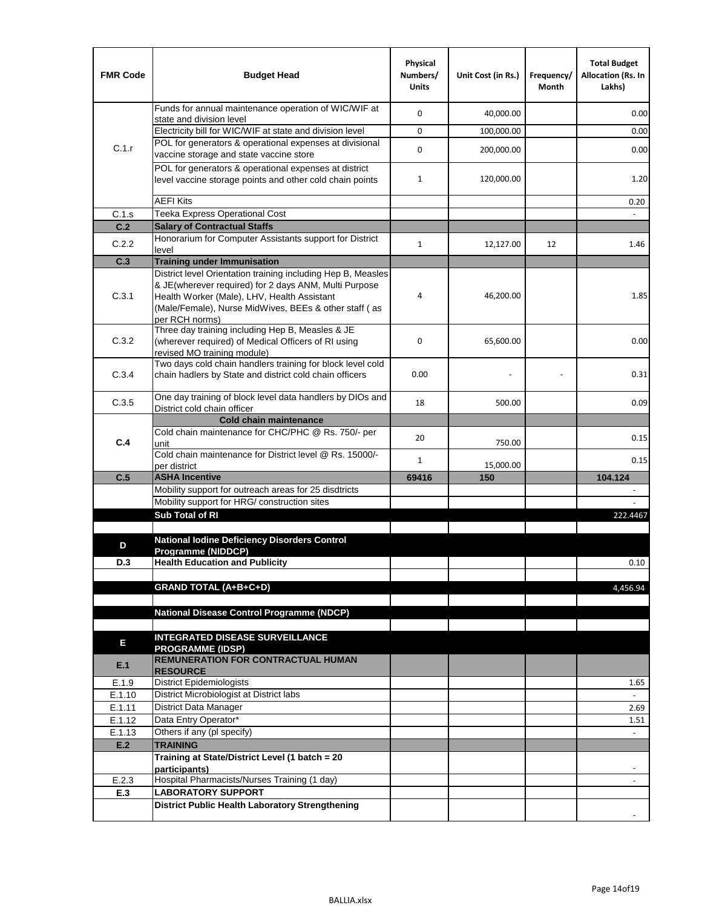| FMR Code | Budget Head | Physical Numbers/ Units | Unit Cost (in Rs.) | Frequency/ Month | Total Budget Allocation (Rs. In Lakhs) |
|---|---|---|---|---|---|
| C.1.r | Funds for annual maintenance operation of WIC/WIF at state and division level | 0 | 40,000.00 | | 0.00 |
| | Electricity bill for WIC/WIF at state and division level | 0 | 100,000.00 | | 0.00 |
| | POL for generators & operational expenses at divisional vaccine storage and state vaccine store | 0 | 200,000.00 | | 0.00 |
| | POL for generators & operational expenses at district level vaccine storage points and other cold chain points | 1 | 120,000.00 | | 1.20 |
| | AEFI Kits | | | | 0.20 |
| C.1.s | Teeka Express Operational Cost | | | | - |
| **C.2** | **Salary of Contractual Staffs** | | | | |
| C.2.2 | Honorarium for Computer Assistants support for District level | 1 | 12,127.00 | 12 | 1.46 |
| **C.3** | **Training under Immunisation** | | | | |
| C.3.1 | District level Orientation training including Hep B, Measles & JE(wherever required) for 2 days ANM, Multi Purpose Health Worker (Male), LHV, Health Assistant (Male/Female), Nurse MidWives, BEEs & other staff ( as per RCH norms) | 4 | 46,200.00 | | 1.85 |
| C.3.2 | Three day training including Hep B, Measles & JE (wherever required) of Medical Officers of RI using revised MO training module) | 0 | 65,600.00 | | 0.00 |
| C.3.4 | Two days cold chain handlers training for block level cold chain hadlers by State and district cold chain officers | 0.00 | - | - | 0.31 |
| C.3.5 | One day training of block level data handlers by DIOs and District cold chain officer | 18 | 500.00 | | 0.09 |
| **C.4** | **Cold chain maintenance** | | | | |
| | Cold chain maintenance for CHC/PHC @ Rs. 750/- per unit | 20 | 750.00 | | 0.15 |
| | Cold chain maintenance for District level @ Rs. 15000/- per district | 1 | 15,000.00 | | 0.15 |
| **C.5** | **ASHA Incentive** | **69416** | **150** | | **104.124** |
| | Mobility support for outreach areas for 25 disdtricts | | | | - |
| | Mobility support for HRG/ construction sites | | | | - |
| | **Sub Total of RI** | | | | 222.4467 |
| | | | | | |
| **D** | **National Iodine Deficiency Disorders Control Programme (NIDDCP)** | | | | |
| **D.3** | **Health Education and Publicity** | | | | 0.10 |
| | | | | | |
| | **GRAND TOTAL (A+B+C+D)** | | | | 4,456.94 |
| | | | | | |
| | **National Disease Control Programme (NDCP)** | | | | |
| | | | | | |
| **E** | **INTEGRATED DISEASE SURVEILLANCE PROGRAMME (IDSP)** | | | | |
| **E.1** | **REMUNERATION FOR CONTRACTUAL HUMAN RESOURCE** | | | | |
| E.1.9 | District Epidemiologists | | | | 1.65 |
| E.1.10 | District Microbiologist at District labs | | | | - |
| E.1.11 | District Data Manager | | | | 2.69 |
| E.1.12 | Data Entry Operator* | | | | 1.51 |
| E.1.13 | Others if any (pl specify) | | | | - |
| **E.2** | **TRAINING** | | | | |
| | **Training at State/District Level (1 batch = 20 participants)** | | | | - |
| E.2.3 | Hospital Pharmacists/Nurses Training (1 day) | | | | - |
| **E.3** | **LABORATORY SUPPORT** | | | | |
| | **District Public Health Laboratory Strengthening** | | | | - |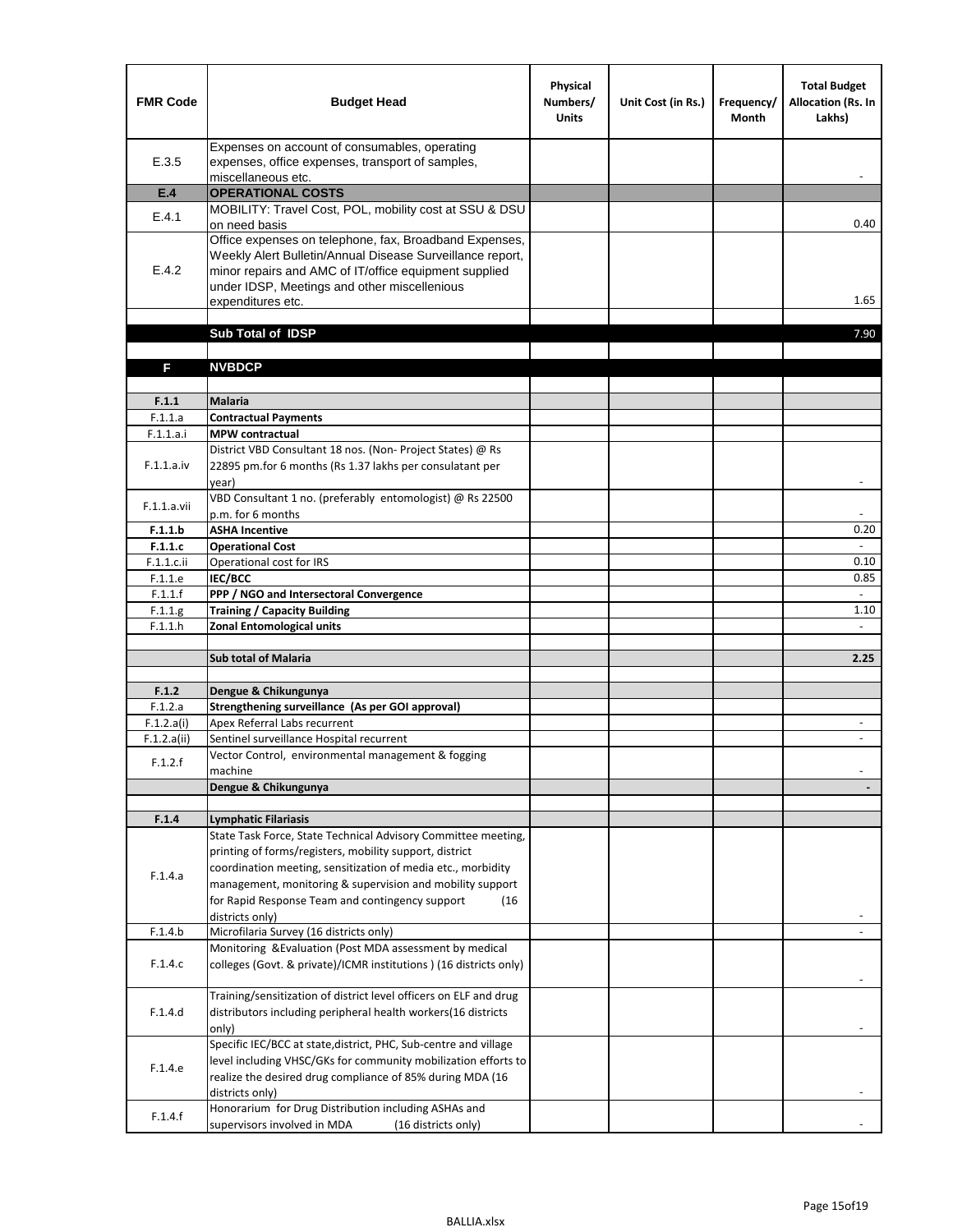| FMR Code | Budget Head | Physical Numbers/ Units | Unit Cost (in Rs.) | Frequency/ Month | Total Budget Allocation (Rs. In Lakhs) |
|---|---|---|---|---|---|
| E.3.5 | Expenses on account of consumables, operating expenses, office expenses, transport of samples, miscellaneous etc. | | | | - |
| **E.4** | **OPERATIONAL COSTS** | | | | |
| E.4.1 | MOBILITY: Travel Cost, POL, mobility cost at SSU & DSU on need basis | | | | 0.40 |
| E.4.2 | Office expenses on telephone, fax, Broadband Expenses, Weekly Alert Bulletin/Annual Disease Surveillance report, minor repairs and AMC of IT/office equipment supplied under IDSP, Meetings and other miscellenious expenditures etc. | | | | 1.65 |
| | | | | | |
| | **Sub Total of IDSP** | | | | 7.90 |
| | | | | | |
| **F** | **NVBDCP** | | | | |
| | | | | | |
| **F.1.1** | **Malaria** | | | | |
| F.1.1.a | **Contractual Payments** | | | | |
| F.1.1.a.i | **MPW contractual** | | | | |
| F.1.1.a.iv | District VBD Consultant 18 nos. (Non- Project States) @ Rs 22895 pm.for 6 months (Rs 1.37 lakhs per consulatant per year) | | | | - |
| F.1.1.a.vii | VBD Consultant 1 no. (preferably entomologist) @ Rs 22500 p.m. for 6 months | | | | - |
| **F.1.1.b** | **ASHA Incentive** | | | | 0.20 |
| **F.1.1.c** | **Operational Cost** | | | | - |
| F.1.1.c.ii | Operational cost for IRS | | | | 0.10 |
| F.1.1.e | **IEC/BCC** | | | | 0.85 |
| F.1.1.f | **PPP / NGO and Intersectoral Convergence** | | | | - |
| F.1.1.g | **Training / Capacity Building** | | | | 1.10 |
| F.1.1.h | **Zonal Entomological units** | | | | - |
| | | | | | |
| | **Sub total of Malaria** | | | | **2.25** |
| | | | | | |
| **F.1.2** | **Dengue & Chikungunya** | | | | |
| F.1.2.a | **Strengthening surveillance (As per GOI approval)** | | | | |
| F.1.2.a(i) | Apex Referral Labs recurrent | | | | - |
| F.1.2.a(ii) | Sentinel surveillance Hospital recurrent | | | | - |
| F.1.2.f | Vector Control, environmental management & fogging machine | | | | - |
| | **Dengue & Chikungunya** | | | | **-** |
| | | | | | |
| **F.1.4** | **Lymphatic Filariasis** | | | | |
| F.1.4.a | State Task Force, State Technical Advisory Committee meeting, printing of forms/registers, mobility support, district coordination meeting, sensitization of media etc., morbidity management, monitoring & supervision and mobility support for Rapid Response Team and contingency support (16 districts only) | | | | - |
| F.1.4.b | Microfilaria Survey (16 districts only) | | | | - |
| F.1.4.c | Monitoring &Evaluation (Post MDA assessment by medical colleges (Govt. & private)/ICMR institutions ) (16 districts only) | | | | - |
| F.1.4.d | Training/sensitization of district level officers on ELF and drug distributors including peripheral health workers(16 districts only) | | | | - |
| F.1.4.e | Specific IEC/BCC at state,district, PHC, Sub-centre and village level including VHSC/GKs for community mobilization efforts to realize the desired drug compliance of 85% during MDA (16 districts only) | | | | - |
| F.1.4.f | Honorarium for Drug Distribution including ASHAs and supervisors involved in MDA (16 districts only) | | | | - |

BALLIA.xlsx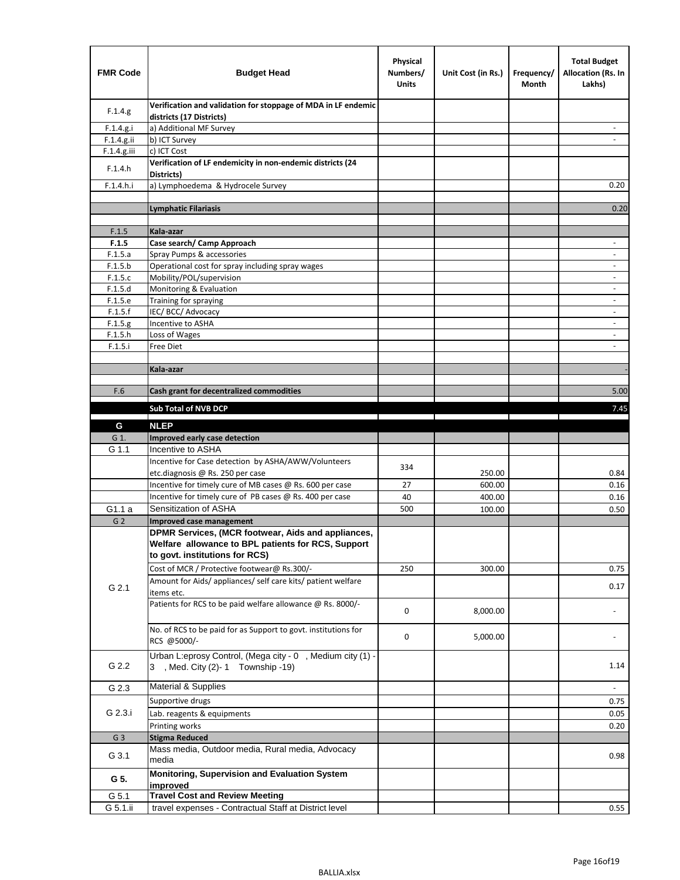| FMR Code | Budget Head | Physical Numbers/ Units | Unit Cost (in Rs.) | Frequency/ Month | Total Budget Allocation (Rs. In Lakhs) |
|---|---|---|---|---|---|
| F.1.4.g | **Verification and validation for stoppage of MDA in LF endemic districts (17 Districts)** | | | | |
| F.1.4.g.i | a) Additional MF Survey | | | | - |
| F.1.4.g.ii | b) ICT Survey | | | | - |
| F.1.4.g.iii | c) ICT Cost | | | | |
| F.1.4.h | **Verification of LF endemicity in non-endemic districts (24 Districts)** | | | | |
| F.1.4.h.i | a) Lymphoedema & Hydrocele Survey | | | | 0.20 |
| | | | | | |
| | **Lymphatic Filariasis** | | | | 0.20 |
| | | | | | |
| F.1.5 | **Kala-azar** | | | | |
| **F.1.5** | **Case search/ Camp Approach** | | | | - |
| F.1.5.a | Spray Pumps & accessories | | | | - |
| F.1.5.b | Operational cost for spray including spray wages | | | | - |
| F.1.5.c | Mobility/POL/supervision | | | | - |
| F.1.5.d | Monitoring & Evaluation | | | | - |
| F.1.5.e | Training for spraying | | | | - |
| F.1.5.f | IEC/ BCC/ Advocacy | | | | - |
| F.1.5.g | Incentive to ASHA | | | | - |
| F.1.5.h | Loss of Wages | | | | - |
| F.1.5.i | Free Diet | | | | - |
| | | | | | |
| | **Kala-azar** | | | | - |
| | | | | | |
| F.6 | **Cash grant for decentralized commodities** | | | | 5.00 |
| | **Sub Total of NVB DCP** | | | | 7.45 |
| **G** | **NLEP** | | | | |
| G 1. | **Improved early case detection** | | | | |
| G 1.1 | Incentive to ASHA | | | | |
| | Incentive for Case detection by ASHA/AWW/Volunteers etc.diagnosis @ Rs. 250 per case | 334 | 250.00 | | 0.84 |
| | Incentive for timely cure of MB cases @ Rs. 600 per case | 27 | 600.00 | | 0.16 |
| | Incentive for timely cure of PB cases @ Rs. 400 per case | 40 | 400.00 | | 0.16 |
| G1.1 a | Sensitization of ASHA | 500 | 100.00 | | 0.50 |
| G 2 | **Improved case management** | | | | |
| G 2.1 | **DPMR Services, (MCR footwear, Aids and appliances, Welfare allowance to BPL patients for RCS, Support to govt. institutions for RCS)** | | | | |
| | Cost of MCR / Protective footwear@ Rs.300/- | 250 | 300.00 | | 0.75 |
| | Amount for Aids/ appliances/ self care kits/ patient welfare items etc. | | | | 0.17 |
| | Patients for RCS to be paid welfare allowance @ Rs. 8000/- | 0 | 8,000.00 | | - |
| | No. of RCS to be paid for as Support to govt. institutions for RCS @5000/- | 0 | 5,000.00 | | - |
| G 2.2 | Urban L:eprosy Control, (Mega city - 0 , Medium city (1) - 3 , Med. City (2)- 1 Township -19) | | | | 1.14 |
| G 2.3 | Material & Supplies | | | | - |
| G 2.3.i | Supportive drugs | | | | 0.75 |
| | Lab. reagents & equipments | | | | 0.05 |
| | Printing works | | | | 0.20 |
| G 3 | **Stigma Reduced** | | | | |
| G 3.1 | Mass media, Outdoor media, Rural media, Advocacy media | | | | 0.98 |
| **G 5.** | **Monitoring, Supervision and Evaluation System improved** | | | | |
| G 5.1 | **Travel Cost and Review Meeting** | | | | |
| G 5.1.ii | travel expenses - Contractual Staff at District level | | | | 0.55 |

BALLIA.xlsx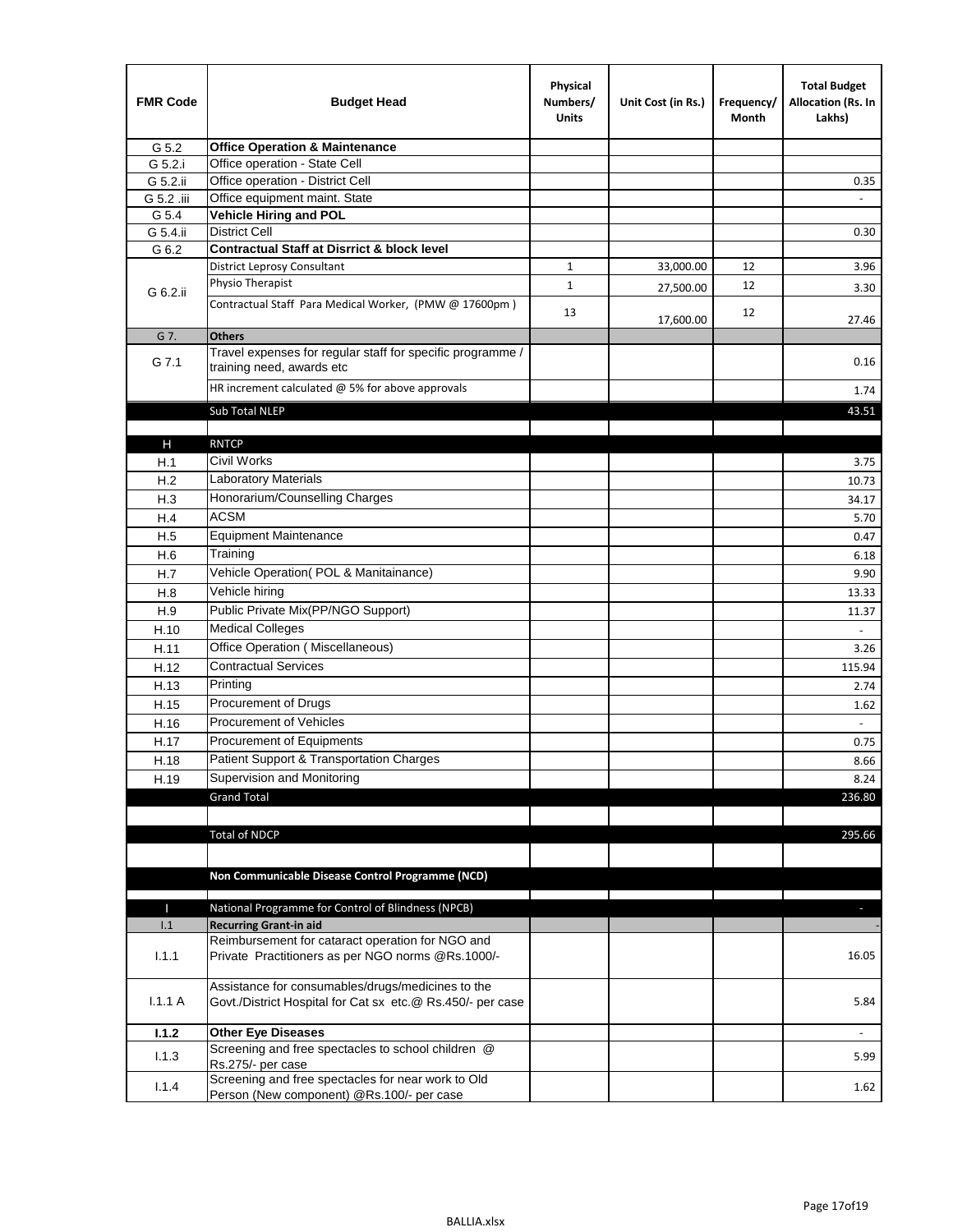| FMR Code | Budget Head | Physical Numbers/ Units | Unit Cost (in Rs.) | Frequency/ Month | Total Budget Allocation (Rs. In Lakhs) |
|---|---|---|---|---|---|
| G 5.2 | **Office Operation & Maintenance** | | | | |
| G 5.2.i | Office operation - State Cell | | | | |
| G 5.2.ii | Office operation - District Cell | | | | 0.35 |
| G 5.2 .iii | Office equipment maint. State | | | | - |
| G 5.4 | **Vehicle Hiring and POL** | | | | |
| G 5.4.ii | District Cell | | | | 0.30 |
| G 6.2 | **Contractual Staff at Disrrict & block level** | | | | |
| G 6.2.ii | District Leprosy Consultant | 1 | 33,000.00 | 12 | 3.96 |
| | Physio Therapist | 1 | 27,500.00 | 12 | 3.30 |
| | Contractual Staff Para Medical Worker, (PMW @ 17600pm ) | 13 | 17,600.00 | 12 | 27.46 |
| G 7. | **Others** | | | | |
| G 7.1 | Travel expenses for regular staff for specific programme / training need, awards etc | | | | 0.16 |
| | HR increment calculated @ 5% for above approvals | | | | 1.74 |
| | Sub Total NLEP | | | | 43.51 |
| | | | | | |
| H | RNTCP | | | | |
| H.1 | Civil Works | | | | 3.75 |
| H.2 | Laboratory Materials | | | | 10.73 |
| H.3 | Honorarium/Counselling Charges | | | | 34.17 |
| H.4 | ACSM | | | | 5.70 |
| H.5 | Equipment Maintenance | | | | 0.47 |
| H.6 | Training | | | | 6.18 |
| H.7 | Vehicle Operation( POL & Manitainance) | | | | 9.90 |
| H.8 | Vehicle hiring | | | | 13.33 |
| H.9 | Public Private Mix(PP/NGO Support) | | | | 11.37 |
| H.10 | Medical Colleges | | | | - |
| H.11 | Office Operation ( Miscellaneous) | | | | 3.26 |
| H.12 | Contractual Services | | | | 115.94 |
| H.13 | Printing | | | | 2.74 |
| H.15 | Procurement of Drugs | | | | 1.62 |
| H.16 | Procurement of Vehicles | | | | - |
| H.17 | Procurement of Equipments | | | | 0.75 |
| H.18 | Patient Support & Transportation Charges | | | | 8.66 |
| H.19 | Supervision and Monitoring | | | | 8.24 |
| | Grand Total | | | | 236.80 |
| | | | | | |
| | Total of NDCP | | | | 295.66 |
| | | | | | |
| | **Non Communicable Disease Control Programme (NCD)** | | | | |
| | | | | | |
| I | National Programme for Control of Blindness (NPCB) | | | | - |
| I.1 | **Recurring Grant-in aid** | | | | - |
| I.1.1 | Reimbursement for cataract operation for NGO and Private Practitioners as per NGO norms @Rs.1000/- | | | | 16.05 |
| I.1.1 A | Assistance for consumables/drugs/medicines to the Govt./District Hospital for Cat sx etc.@ Rs.450/- per case | | | | 5.84 |
| **I.1.2** | **Other Eye Diseases** | | | | - |
| I.1.3 | Screening and free spectacles to school children @ Rs.275/- per case | | | | 5.99 |
| I.1.4 | Screening and free spectacles for near work to Old Person (New component) @Rs.100/- per case | | | | 1.62 |

BALLIA.xlsx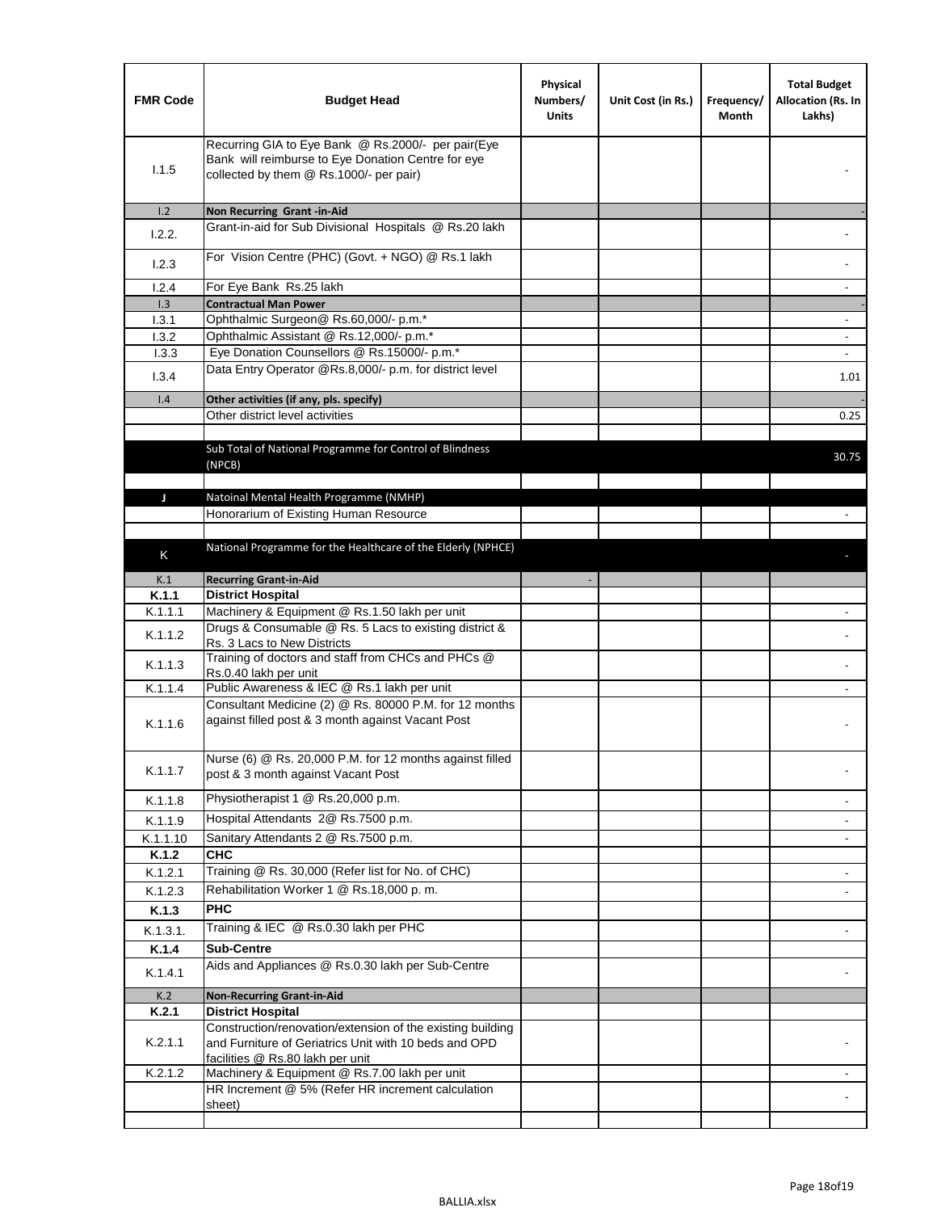| FMR Code | Budget Head | Physical Numbers/ Units | Unit Cost (in Rs.) | Frequency/ Month | Total Budget Allocation (Rs. In Lakhs) |
|---|---|---|---|---|---|
| I.1.5 | Recurring GIA to Eye Bank @ Rs.2000/- per pair(Eye Bank will reimburse to Eye Donation Centre for eye collected by them @ Rs.1000/- per pair) | | | | - |
| I.2 | **Non Recurring Grant -in-Aid** | | | | - |
| I.2.2. | Grant-in-aid for Sub Divisional Hospitals @ Rs.20 lakh | | | | - |
| I.2.3 | For Vision Centre (PHC) (Govt. + NGO) @ Rs.1 lakh | | | | - |
| I.2.4 | For Eye Bank Rs.25 lakh | | | | - |
| I.3 | **Contractual Man Power** | | | | - |
| I.3.1 | Ophthalmic Surgeon@ Rs.60,000/- p.m.* | | | | - |
| I.3.2 | Ophthalmic Assistant @ Rs.12,000/- p.m.* | | | | - |
| I.3.3 | Eye Donation Counsellors @ Rs.15000/- p.m.* | | | | - |
| I.3.4 | Data Entry Operator @Rs.8,000/- p.m. for district level | | | | 1.01 |
| I.4 | **Other activities (if any, pls. specify)** | | | | - |
| | Other district level activities | | | | 0.25 |
| | | | | | |
| | Sub Total of National Programme for Control of Blindness (NPCB) | | | | 30.75 |
| | | | | | |
| J | Natoinal Mental Health Programme (NMHP) | | | | |
| | Honorarium of Existing Human Resource | | | | - |
| | | | | | |
| K | National Programme for the Healthcare of the Elderly (NPHCE) | | | | - |
| K.1 | **Recurring Grant-in-Aid** | - | | | |
| **K.1.1** | **District Hospital** | | | | |
| K.1.1.1 | Machinery & Equipment @ Rs.1.50 lakh per unit | | | | - |
| K.1.1.2 | Drugs & Consumable @ Rs. 5 Lacs to existing district & Rs. 3 Lacs to New Districts | | | | - |
| K.1.1.3 | Training of doctors and staff from CHCs and PHCs @ Rs.0.40 lakh per unit | | | | - |
| K.1.1.4 | Public Awareness & IEC @ Rs.1 lakh per unit | | | | - |
| K.1.1.6 | Consultant Medicine (2) @ Rs. 80000 P.M. for 12 months against filled post & 3 month against Vacant Post | | | | - |
| K.1.1.7 | Nurse (6) @ Rs. 20,000 P.M. for 12 months against filled post & 3 month against Vacant Post | | | | - |
| K.1.1.8 | Physiotherapist 1 @ Rs.20,000 p.m. | | | | - |
| K.1.1.9 | Hospital Attendants 2@ Rs.7500 p.m. | | | | - |
| K.1.1.10 | Sanitary Attendants 2 @ Rs.7500 p.m. | | | | - |
| **K.1.2** | **CHC** | | | | |
| K.1.2.1 | Training @ Rs. 30,000 (Refer list for No. of CHC) | | | | - |
| K.1.2.3 | Rehabilitation Worker 1 @ Rs.18,000 p. m. | | | | - |
| **K.1.3** | **PHC** | | | | |
| K.1.3.1. | Training & IEC @ Rs.0.30 lakh per PHC | | | | - |
| **K.1.4** | **Sub-Centre** | | | | |
| K.1.4.1 | Aids and Appliances @ Rs.0.30 lakh per Sub-Centre | | | | - |
| K.2 | **Non-Recurring Grant-in-Aid** | | | | |
| **K.2.1** | **District Hospital** | | | | |
| K.2.1.1 | Construction/renovation/extension of the existing building and Furniture of Geriatrics Unit with 10 beds and OPD facilities @ Rs.80 lakh per unit | | | | - |
| K.2.1.2 | Machinery & Equipment @ Rs.7.00 lakh per unit | | | | - |
| | HR Increment @ 5% (Refer HR increment calculation sheet) | | | | - |
| | | | | | |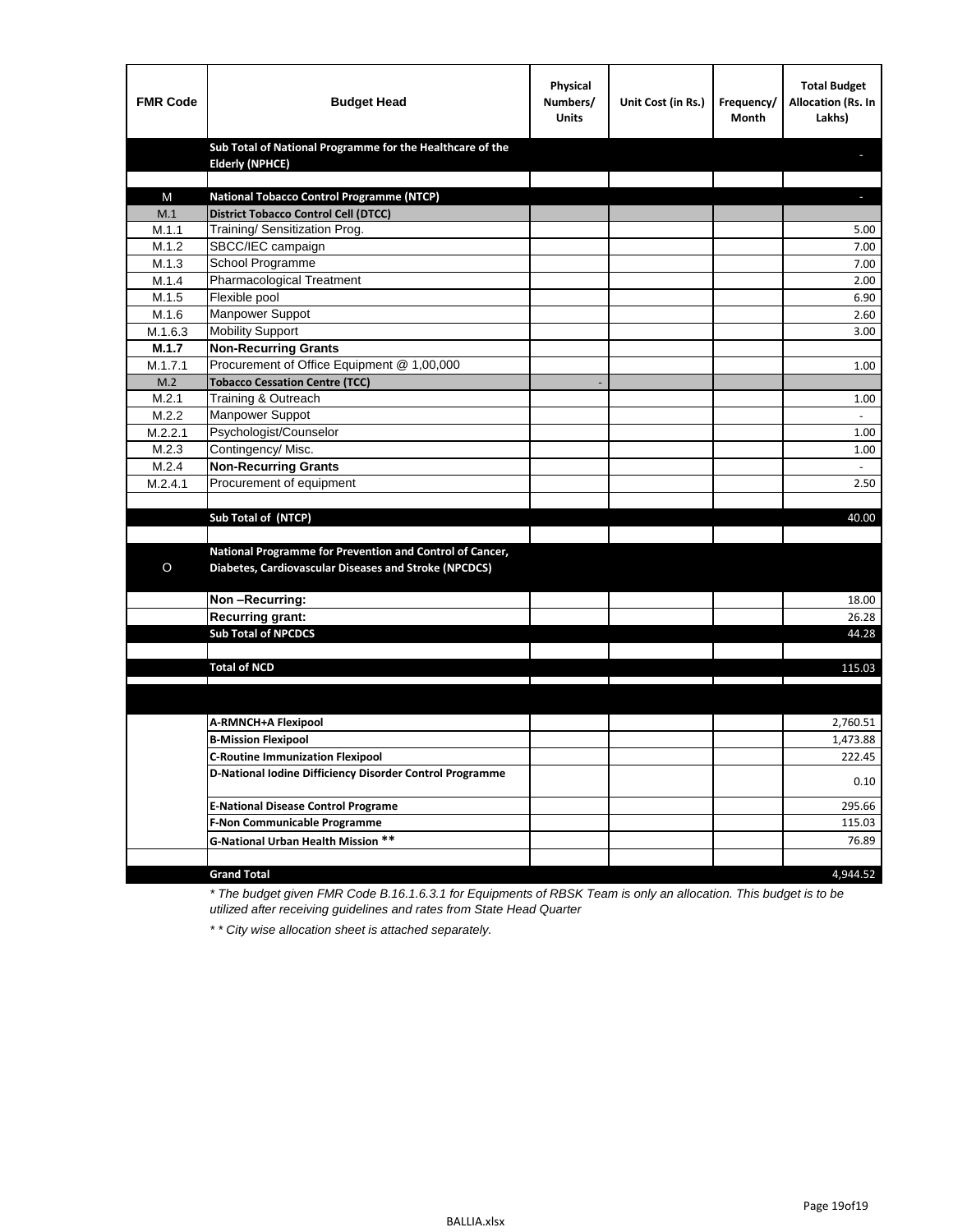| FMR Code | Budget Head | Physical Numbers/ Units | Unit Cost (in Rs.) | Frequency/ Month | Total Budget Allocation (Rs. In Lakhs) |
|---|---|---|---|---|---|
| | **Sub Total of National Programme for the Healthcare of the Elderly (NPHCE)** | | | | - |
| | | | | | |
| M | **National Tobacco Control Programme (NTCP)** | | | | - |
| M.1 | **District Tobacco Control Cell (DTCC)** | | | | |
| M.1.1 | Training/ Sensitization Prog. | | | | 5.00 |
| M.1.2 | SBCC/IEC campaign | | | | 7.00 |
| M.1.3 | School Programme | | | | 7.00 |
| M.1.4 | Pharmacological Treatment | | | | 2.00 |
| M.1.5 | Flexible pool | | | | 6.90 |
| M.1.6 | Manpower Suppot | | | | 2.60 |
| M.1.6.3 | Mobility Support | | | | 3.00 |
| **M.1.7** | **Non-Recurring Grants** | | | | |
| M.1.7.1 | Procurement of Office Equipment @ 1,00,000 | | | | 1.00 |
| M.2 | **Tobacco Cessation Centre (TCC)** | - | | | |
| M.2.1 | Training & Outreach | | | | 1.00 |
| M.2.2 | Manpower Suppot | | | | - |
| M.2.2.1 | Psychologist/Counselor | | | | 1.00 |
| M.2.3 | Contingency/ Misc. | | | | 1.00 |
| M.2.4 | **Non-Recurring Grants** | | | | - |
| M.2.4.1 | Procurement of equipment | | | | 2.50 |
| | | | | | |
| | **Sub Total of (NTCP)** | | | | 40.00 |
| | | | | | |
| O | **National Programme for Prevention and Control of Cancer, Diabetes, Cardiovascular Diseases and Stroke (NPCDCS)** | | | | |
| | **Non –Recurring:** | | | | 18.00 |
| | **Recurring grant:** | | | | 26.28 |
| | **Sub Total of NPCDCS** | | | | 44.28 |
| | | | | | |
| | **Total of NCD** | | | | 115.03 |
| | | | | | |
| | **A-RMNCH+A Flexipool** | | | | 2,760.51 |
| | **B-Mission Flexipool** | | | | 1,473.88 |
| | **C-Routine Immunization Flexipool** | | | | 222.45 |
| | **D-National Iodine Difficiency Disorder Control Programme** | | | | 0.10 |
| | **E-National Disease Control Programe** | | | | 295.66 |
| | **F-Non Communicable Programme** | | | | 115.03 |
| | **G-National Urban Health Mission \*\*** | | | | 76.89 |
| | | | | | |
| | **Grand Total** | | | | 4,944.52 |

*\* The budget given FMR Code B.16.1.6.3.1 for Equipments of RBSK Team is only an allocation. This budget is to be utilized after receiving guidelines and rates from State Head Quarter*

*\* \* City wise allocation sheet is attached separately.*